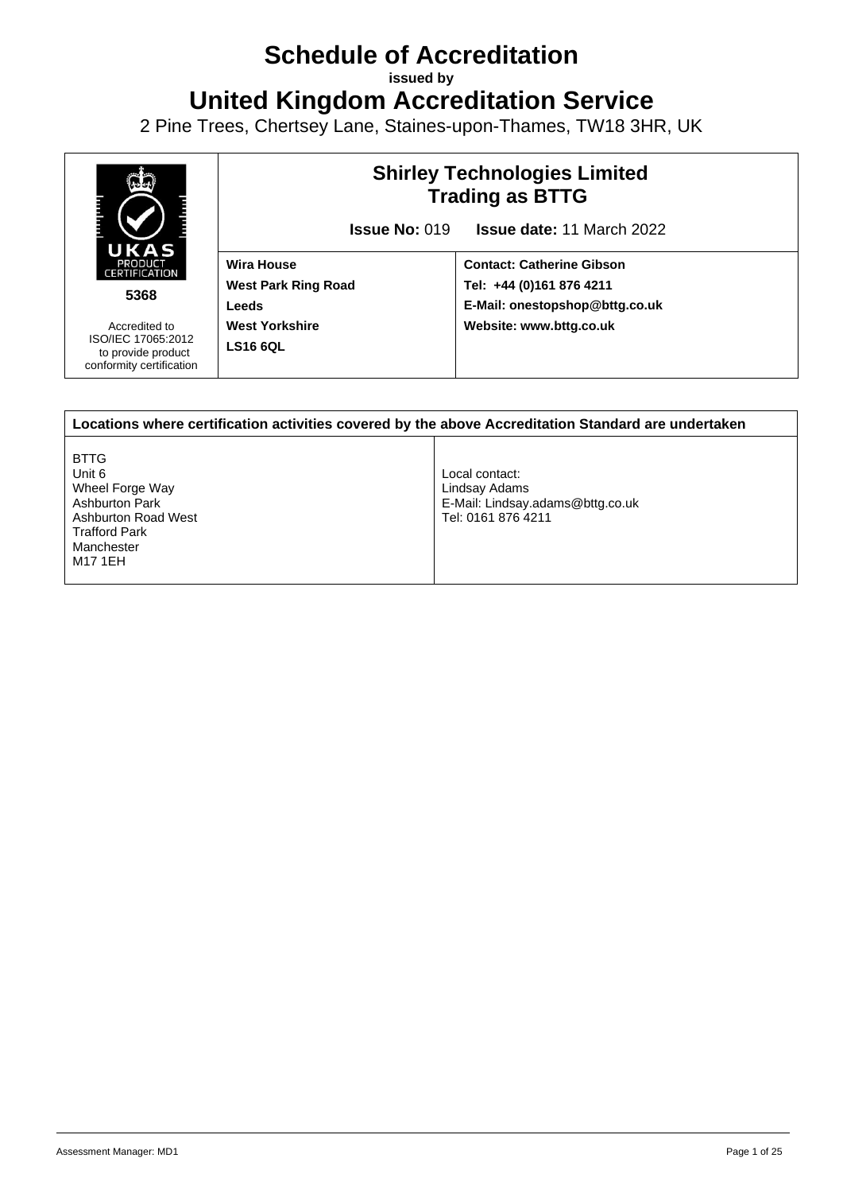# Schedule of Accreditation

**issued by**

# United Kingdom Accreditation Service

2 Pine Trees, Chertsey Lane, Staines-upon-Thames, TW18 3HR, UK

| | | |
|---|---|---|
| UKAS PRODUCT CERTIFICATION<br><br>**5368**<br><br>Accredited to ISO/IEC 17065:2012 to provide product conformity certification | **Shirley Technologies Limited<br>Trading as BTTG**<br><br>**Issue No:** 019 **Issue date:** 11 March 2022 | |
| | **Wira House<br>West Park Ring Road<br>Leeds<br>West Yorkshire<br>LS16 6QL** | **Contact: Catherine Gibson<br>Tel: +44 (0)161 876 4211<br>E-Mail: onestopshop@bttg.co.uk<br>Website: www.bttg.co.uk** |

| **Locations where certification activities covered by the above Accreditation Standard are undertaken** | |
|---|---|
| BTTG<br>Unit 6<br>Wheel Forge Way<br>Ashburton Park<br>Ashburton Road West<br>Trafford Park<br>Manchester<br>M17 1EH | Local contact:<br>Lindsay Adams<br>E-Mail: Lindsay.adams@bttg.co.uk<br>Tel: 0161 876 4211 |

Assessment Manager: MD1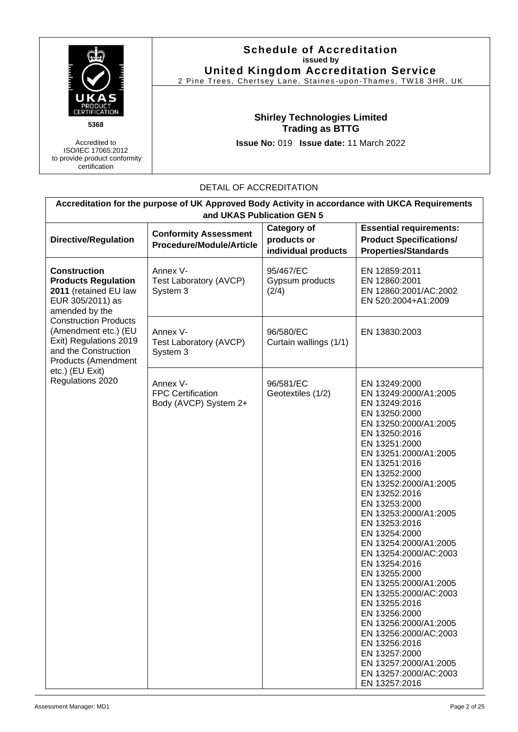**5368**

Accredited to ISO/IEC 17065:2012 to provide product conformity certification

# Schedule of Accreditation

issued by

**United Kingdom Accreditation Service**

2 Pine Trees, Chertsey Lane, Staines-upon-Thames, TW18 3HR, UK

**Shirley Technologies Limited**
**Trading as BTTG**

**Issue No:** 019 **Issue date:** 11 March 2022

## DETAIL OF ACCREDITATION

**Accreditation for the purpose of UK Approved Body Activity in accordance with UKCA Requirements and UKAS Publication GEN 5**

| Directive/Regulation | Conformity Assessment Procedure/Module/Article | Category of products or individual products | Essential requirements: Product Specifications/ Properties/Standards |
|---|---|---|---|
| **Construction Products Regulation 2011** (retained EU law EUR 305/2011) as amended by the Construction Products (Amendment etc.) (EU Exit) Regulations 2019 and the Construction Products (Amendment etc.) (EU Exit) Regulations 2020 | Annex V- Test Laboratory (AVCP) System 3 | 95/467/EC Gypsum products (2/4) | EN 12859:2011<br>EN 12860:2001<br>EN 12860:2001/AC:2002<br>EN 520:2004+A1:2009 |
| | Annex V- Test Laboratory (AVCP) System 3 | 96/580/EC Curtain wallings (1/1) | EN 13830:2003 |
| | Annex V- FPC Certification Body (AVCP) System 2+ | 96/581/EC Geotextiles (1/2) | EN 13249:2000<br>EN 13249:2000/A1:2005<br>EN 13249:2016<br>EN 13250:2000<br>EN 13250:2000/A1:2005<br>EN 13250:2016<br>EN 13251:2000<br>EN 13251:2000/A1:2005<br>EN 13251:2016<br>EN 13252:2000<br>EN 13252:2000/A1:2005<br>EN 13252:2016<br>EN 13253:2000<br>EN 13253:2000/A1:2005<br>EN 13253:2016<br>EN 13254:2000<br>EN 13254:2000/A1:2005<br>EN 13254:2000/AC:2003<br>EN 13254:2016<br>EN 13255:2000<br>EN 13255:2000/A1:2005<br>EN 13255:2000/AC:2003<br>EN 13255:2016<br>EN 13256:2000<br>EN 13256:2000/A1:2005<br>EN 13256:2000/AC:2003<br>EN 13256:2016<br>EN 13257:2000<br>EN 13257:2000/A1:2005<br>EN 13257:2000/AC:2003<br>EN 13257:2016 |

Assessment Manager: MD1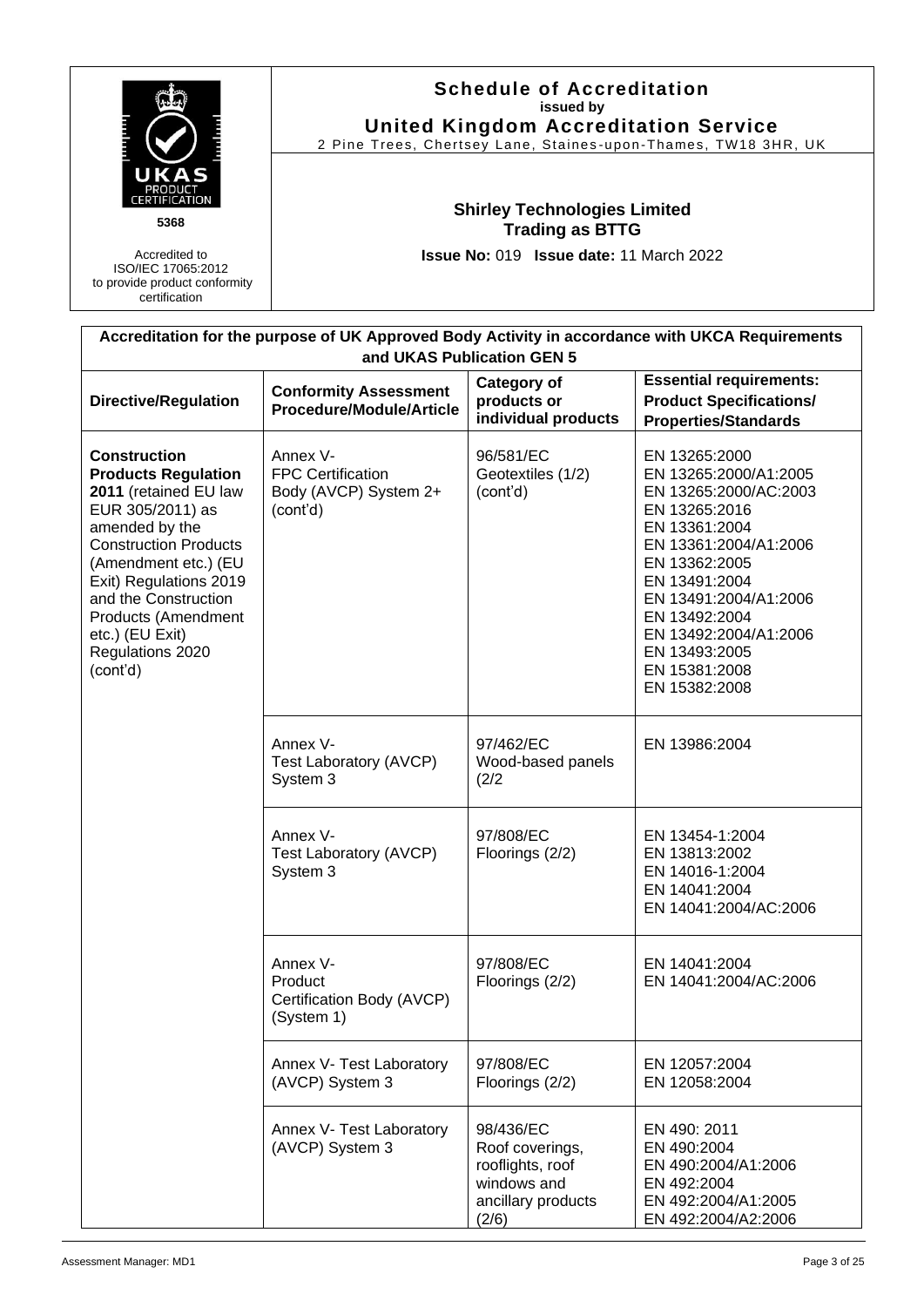**Schedule of Accreditation**
**issued by**
**United Kingdom Accreditation Service**
2 Pine Trees, Chertsey Lane, Staines-upon-Thames, TW18 3HR, UK

5368

Accredited to ISO/IEC 17065:2012 to provide product conformity certification

**Shirley Technologies Limited**
**Trading as BTTG**

**Issue No:** 019 **Issue date:** 11 March 2022

**Accreditation for the purpose of UK Approved Body Activity in accordance with UKCA Requirements and UKAS Publication GEN 5**

| Directive/Regulation | Conformity Assessment Procedure/Module/Article | Category of products or individual products | Essential requirements: Product Specifications/ Properties/Standards |
|---|---|---|---|
| **Construction Products Regulation 2011** (retained EU law EUR 305/2011) as amended by the Construction Products (Amendment etc.) (EU Exit) Regulations 2019 and the Construction Products (Amendment etc.) (EU Exit) Regulations 2020 (cont'd) | Annex V- FPC Certification Body (AVCP) System 2+ (cont'd) | 96/581/EC Geotextiles (1/2) (cont'd) | EN 13265:2000<br>EN 13265:2000/A1:2005<br>EN 13265:2000/AC:2003<br>EN 13265:2016<br>EN 13361:2004<br>EN 13361:2004/A1:2006<br>EN 13362:2005<br>EN 13491:2004<br>EN 13491:2004/A1:2006<br>EN 13492:2004<br>EN 13492:2004/A1:2006<br>EN 13493:2005<br>EN 15381:2008<br>EN 15382:2008 |
| | Annex V- Test Laboratory (AVCP) System 3 | 97/462/EC Wood-based panels (2/2 | EN 13986:2004 |
| | Annex V- Test Laboratory (AVCP) System 3 | 97/808/EC Floorings (2/2) | EN 13454-1:2004<br>EN 13813:2002<br>EN 14016-1:2004<br>EN 14041:2004<br>EN 14041:2004/AC:2006 |
| | Annex V- Product Certification Body (AVCP) (System 1) | 97/808/EC Floorings (2/2) | EN 14041:2004<br>EN 14041:2004/AC:2006 |
| | Annex V- Test Laboratory (AVCP) System 3 | 97/808/EC Floorings (2/2) | EN 12057:2004<br>EN 12058:2004 |
| | Annex V- Test Laboratory (AVCP) System 3 | 98/436/EC Roof coverings, rooflights, roof windows and ancillary products (2/6) | EN 490: 2011<br>EN 490:2004<br>EN 490:2004/A1:2006<br>EN 492:2004<br>EN 492:2004/A1:2005<br>EN 492:2004/A2:2006 |

Assessment Manager: MD1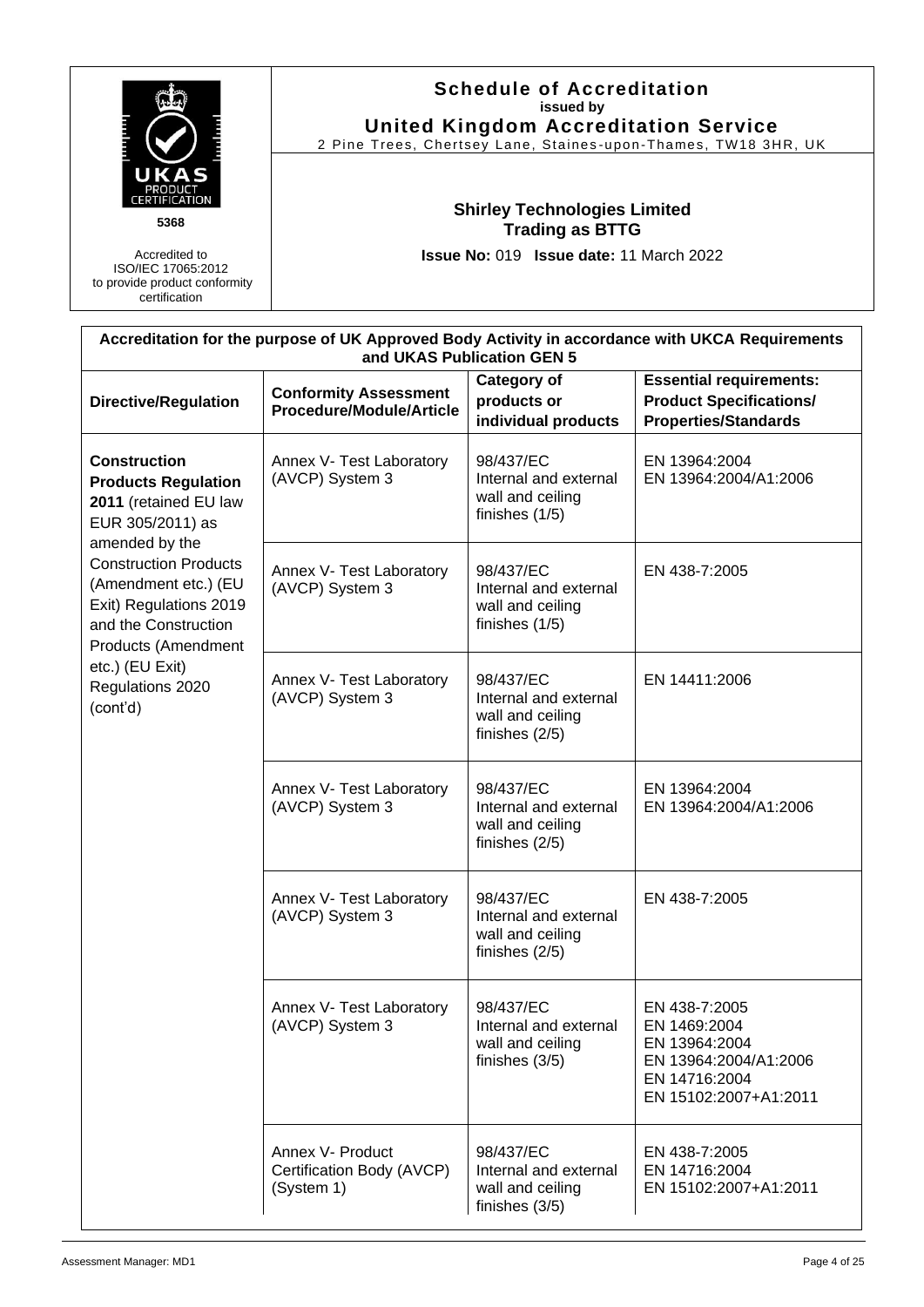# Schedule of Accreditation
**issued by**
**United Kingdom Accreditation Service**
2 Pine Trees, Chertsey Lane, Staines-upon-Thames, TW18 3HR, UK

5368

Accredited to ISO/IEC 17065:2012 to provide product conformity certification

**Shirley Technologies Limited**
**Trading as BTTG**

**Issue No:** 019 **Issue date:** 11 March 2022

**Accreditation for the purpose of UK Approved Body Activity in accordance with UKCA Requirements and UKAS Publication GEN 5**

| Directive/Regulation | Conformity Assessment Procedure/Module/Article | Category of products or individual products | Essential requirements: Product Specifications/ Properties/Standards |
|---|---|---|---|
| **Construction Products Regulation 2011** (retained EU law EUR 305/2011) as amended by the Construction Products (Amendment etc.) (EU Exit) Regulations 2019 and the Construction Products (Amendment etc.) (EU Exit) Regulations 2020 (cont'd) | Annex V- Test Laboratory (AVCP) System 3 | 98/437/EC Internal and external wall and ceiling finishes (1/5) | EN 13964:2004<br>EN 13964:2004/A1:2006 |
| | Annex V- Test Laboratory (AVCP) System 3 | 98/437/EC Internal and external wall and ceiling finishes (1/5) | EN 438-7:2005 |
| | Annex V- Test Laboratory (AVCP) System 3 | 98/437/EC Internal and external wall and ceiling finishes (2/5) | EN 14411:2006 |
| | Annex V- Test Laboratory (AVCP) System 3 | 98/437/EC Internal and external wall and ceiling finishes (2/5) | EN 13964:2004<br>EN 13964:2004/A1:2006 |
| | Annex V- Test Laboratory (AVCP) System 3 | 98/437/EC Internal and external wall and ceiling finishes (2/5) | EN 438-7:2005 |
| | Annex V- Test Laboratory (AVCP) System 3 | 98/437/EC Internal and external wall and ceiling finishes (3/5) | EN 438-7:2005<br>EN 1469:2004<br>EN 13964:2004<br>EN 13964:2004/A1:2006<br>EN 14716:2004<br>EN 15102:2007+A1:2011 |
| | Annex V- Product Certification Body (AVCP) (System 1) | 98/437/EC Internal and external wall and ceiling finishes (3/5) | EN 438-7:2005<br>EN 14716:2004<br>EN 15102:2007+A1:2011 |

Assessment Manager: MD1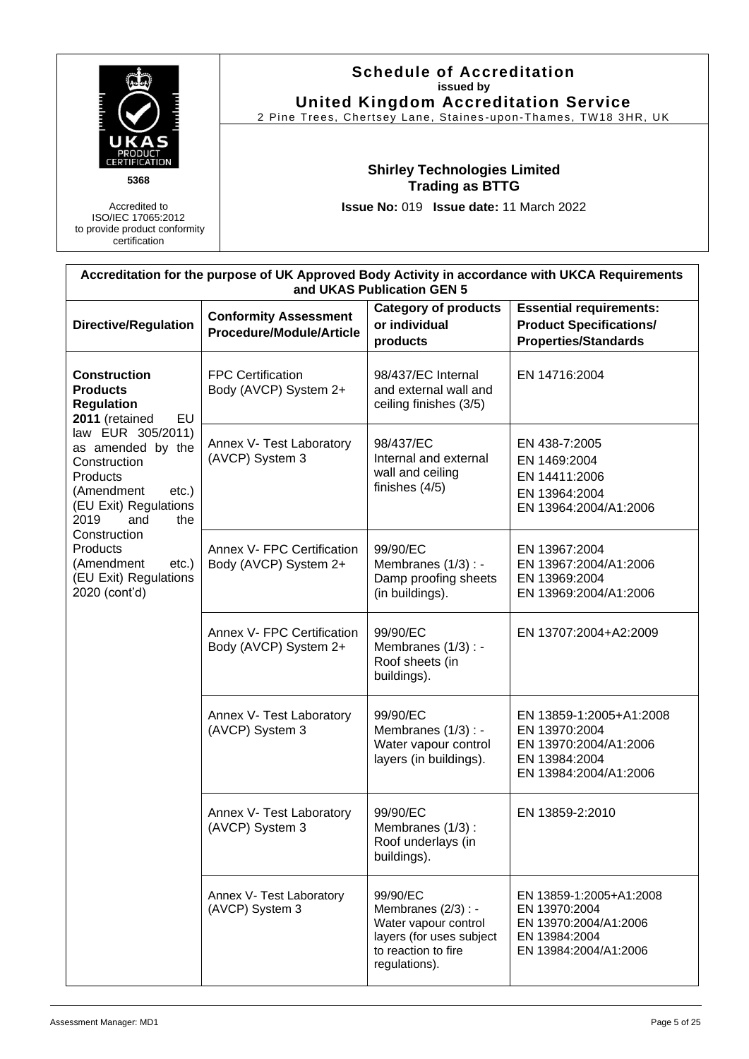# Schedule of Accreditation

issued by

**United Kingdom Accreditation Service**

2 Pine Trees, Chertsey Lane, Staines-upon-Thames, TW18 3HR, UK

5368

Accredited to ISO/IEC 17065:2012 to provide product conformity certification

**Shirley Technologies Limited**
**Trading as BTTG**

**Issue No:** 019 **Issue date:** 11 March 2022

**Accreditation for the purpose of UK Approved Body Activity in accordance with UKCA Requirements and UKAS Publication GEN 5**

| Directive/Regulation | Conformity Assessment Procedure/Module/Article | Category of products or individual products | Essential requirements: Product Specifications/ Properties/Standards |
|---|---|---|---|
| **Construction Products Regulation 2011** (retained EU law EUR 305/2011) as amended by the Construction Products (Amendment etc.) (EU Exit) Regulations 2019 and the Construction Products (Amendment etc.) (EU Exit) Regulations 2020 (cont'd) | FPC Certification Body (AVCP) System 2+ | 98/437/EC Internal and external wall and ceiling finishes (3/5) | EN 14716:2004 |
| | Annex V- Test Laboratory (AVCP) System 3 | 98/437/EC Internal and external wall and ceiling finishes (4/5) | EN 438-7:2005<br>EN 1469:2004<br>EN 14411:2006<br>EN 13964:2004<br>EN 13964:2004/A1:2006 |
| | Annex V- FPC Certification Body (AVCP) System 2+ | 99/90/EC Membranes (1/3) : - Damp proofing sheets (in buildings). | EN 13967:2004<br>EN 13967:2004/A1:2006<br>EN 13969:2004<br>EN 13969:2004/A1:2006 |
| | Annex V- FPC Certification Body (AVCP) System 2+ | 99/90/EC Membranes (1/3) : - Roof sheets (in buildings). | EN 13707:2004+A2:2009 |
| | Annex V- Test Laboratory (AVCP) System 3 | 99/90/EC Membranes (1/3) : - Water vapour control layers (in buildings). | EN 13859-1:2005+A1:2008<br>EN 13970:2004<br>EN 13970:2004/A1:2006<br>EN 13984:2004<br>EN 13984:2004/A1:2006 |
| | Annex V- Test Laboratory (AVCP) System 3 | 99/90/EC Membranes (1/3) : Roof underlays (in buildings). | EN 13859-2:2010 |
| | Annex V- Test Laboratory (AVCP) System 3 | 99/90/EC Membranes (2/3) : - Water vapour control layers (for uses subject to reaction to fire regulations). | EN 13859-1:2005+A1:2008<br>EN 13970:2004<br>EN 13970:2004/A1:2006<br>EN 13984:2004<br>EN 13984:2004/A1:2006 |

Assessment Manager: MD1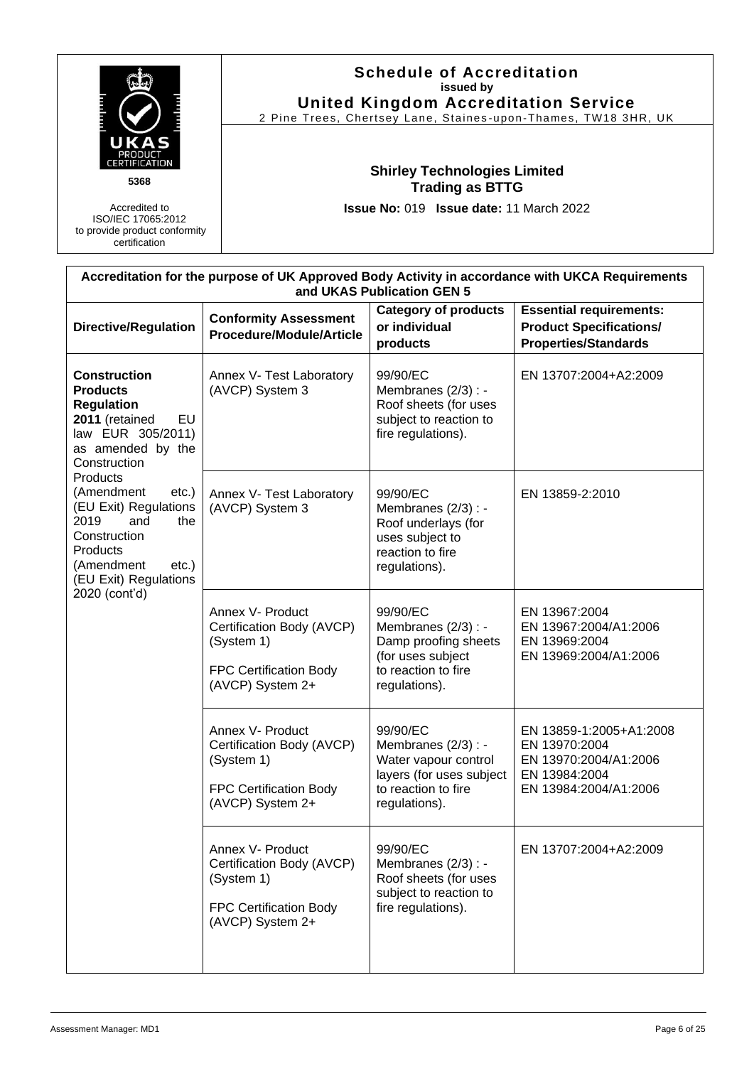# Schedule of Accreditation
**issued by**
## United Kingdom Accreditation Service
2 Pine Trees, Chertsey Lane, Staines-upon-Thames, TW18 3HR, UK

5368

Accredited to ISO/IEC 17065:2012 to provide product conformity certification

**Shirley Technologies Limited**
**Trading as BTTG**

**Issue No:** 019 **Issue date:** 11 March 2022

**Accreditation for the purpose of UK Approved Body Activity in accordance with UKCA Requirements and UKAS Publication GEN 5**

| Directive/Regulation | Conformity Assessment Procedure/Module/Article | Category of products or individual products | Essential requirements: Product Specifications/ Properties/Standards |
|---|---|---|---|
| **Construction Products Regulation 2011** (retained EU law EUR 305/2011) as amended by the Construction Products (Amendment etc.) (EU Exit) Regulations 2019 and the Construction Products (Amendment etc.) (EU Exit) Regulations 2020 (cont'd) | Annex V- Test Laboratory (AVCP) System 3 | 99/90/EC Membranes (2/3) : - Roof sheets (for uses subject to reaction to fire regulations). | EN 13707:2004+A2:2009 |
| | Annex V- Test Laboratory (AVCP) System 3 | 99/90/EC Membranes (2/3) : - Roof underlays (for uses subject to reaction to fire regulations). | EN 13859-2:2010 |
| | Annex V- Product Certification Body (AVCP) (System 1)<br><br>FPC Certification Body (AVCP) System 2+ | 99/90/EC Membranes (2/3) : - Damp proofing sheets (for uses subject to reaction to fire regulations). | EN 13967:2004<br>EN 13967:2004/A1:2006<br>EN 13969:2004<br>EN 13969:2004/A1:2006 |
| | Annex V- Product Certification Body (AVCP) (System 1)<br><br>FPC Certification Body (AVCP) System 2+ | 99/90/EC Membranes (2/3) : - Water vapour control layers (for uses subject to reaction to fire regulations). | EN 13859-1:2005+A1:2008<br>EN 13970:2004<br>EN 13970:2004/A1:2006<br>EN 13984:2004<br>EN 13984:2004/A1:2006 |
| | Annex V- Product Certification Body (AVCP) (System 1)<br><br>FPC Certification Body (AVCP) System 2+ | 99/90/EC Membranes (2/3) : - Roof sheets (for uses subject to reaction to fire regulations). | EN 13707:2004+A2:2009 |

Assessment Manager: MD1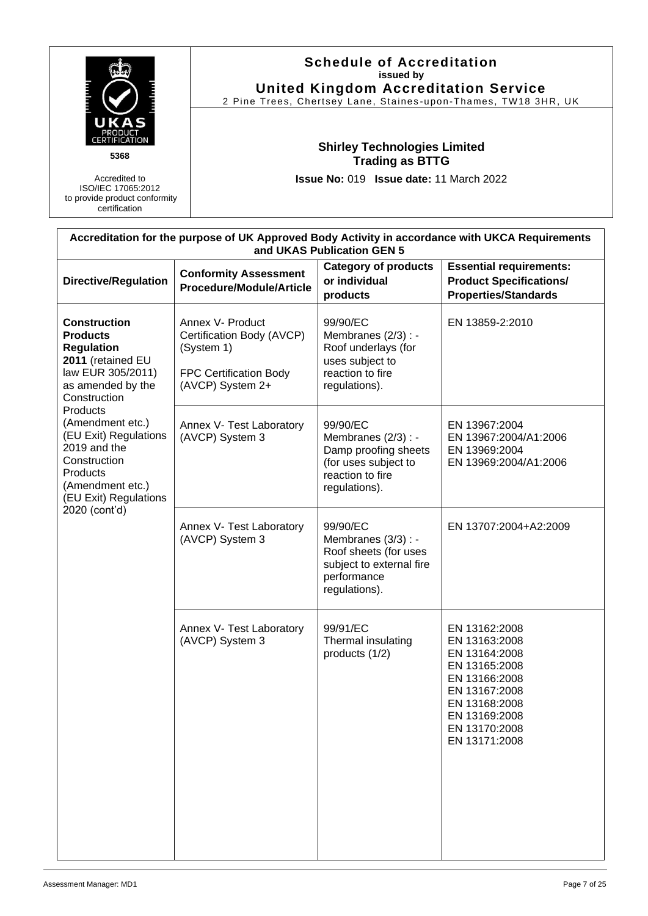**Schedule of Accreditation**
issued by
**United Kingdom Accreditation Service**
2 Pine Trees, Chertsey Lane, Staines-upon-Thames, TW18 3HR, UK

5368

Accredited to ISO/IEC 17065:2012 to provide product conformity certification

**Shirley Technologies Limited**
**Trading as BTTG**

**Issue No:** 019 **Issue date:** 11 March 2022

**Accreditation for the purpose of UK Approved Body Activity in accordance with UKCA Requirements and UKAS Publication GEN 5**

| Directive/Regulation | Conformity Assessment Procedure/Module/Article | Category of products or individual products | Essential requirements: Product Specifications/ Properties/Standards |
|---|---|---|---|
| **Construction Products Regulation 2011** (retained EU law EUR 305/2011) as amended by the Construction Products (Amendment etc.) (EU Exit) Regulations 2019 and the Construction Products (Amendment etc.) (EU Exit) Regulations 2020 (cont'd) | Annex V- Product Certification Body (AVCP) (System 1)<br><br>FPC Certification Body (AVCP) System 2+ | 99/90/EC Membranes (2/3) : - Roof underlays (for uses subject to reaction to fire regulations). | EN 13859-2:2010 |
| | Annex V- Test Laboratory (AVCP) System 3 | 99/90/EC Membranes (2/3) : - Damp proofing sheets (for uses subject to reaction to fire regulations). | EN 13967:2004<br>EN 13967:2004/A1:2006<br>EN 13969:2004<br>EN 13969:2004/A1:2006 |
| | Annex V- Test Laboratory (AVCP) System 3 | 99/90/EC Membranes (3/3) : - Roof sheets (for uses subject to external fire performance regulations). | EN 13707:2004+A2:2009 |
| | Annex V- Test Laboratory (AVCP) System 3 | 99/91/EC Thermal insulating products (1/2) | EN 13162:2008<br>EN 13163:2008<br>EN 13164:2008<br>EN 13165:2008<br>EN 13166:2008<br>EN 13167:2008<br>EN 13168:2008<br>EN 13169:2008<br>EN 13170:2008<br>EN 13171:2008 |

Assessment Manager: MD1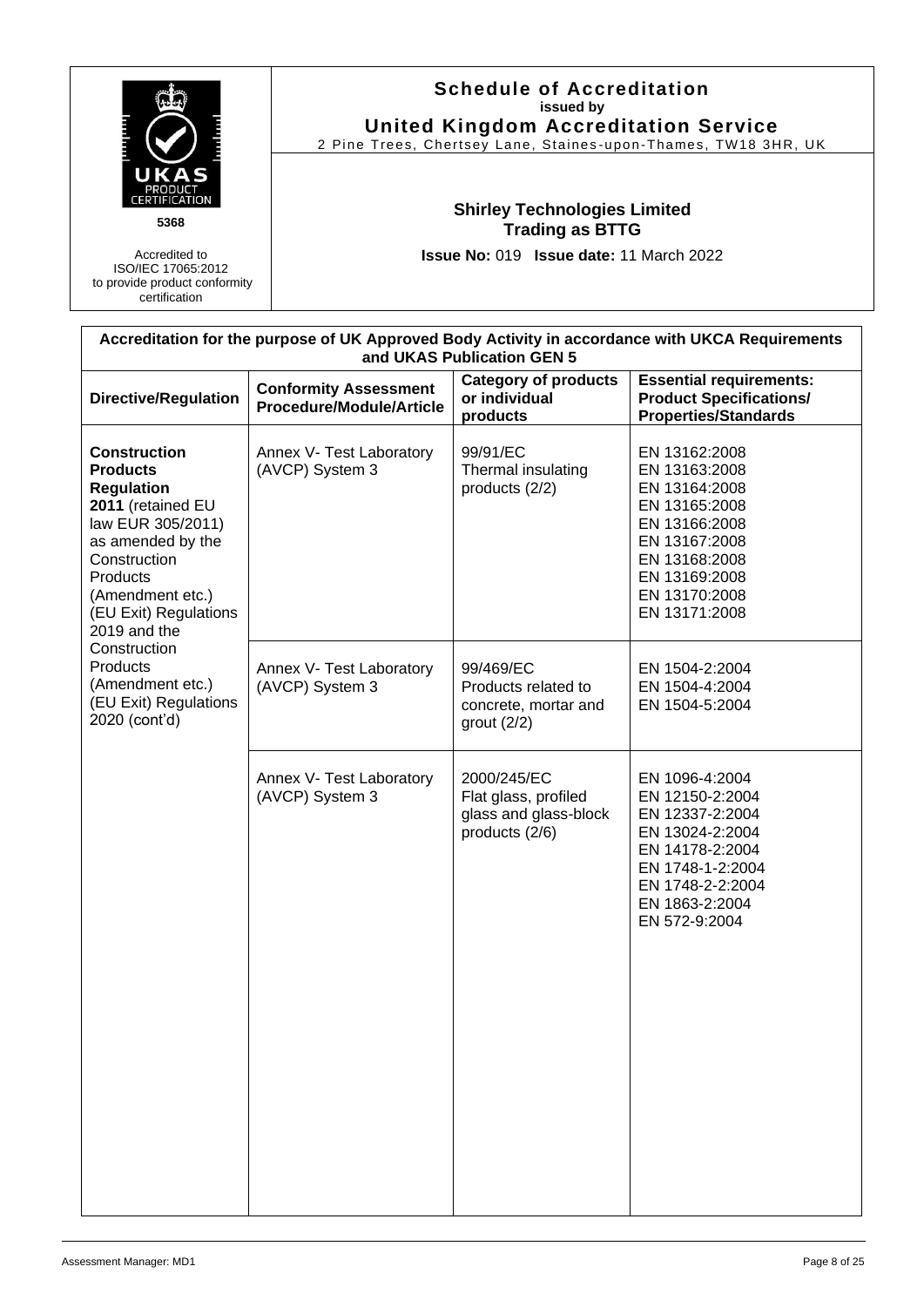**Schedule of Accreditation**
**issued by**
**United Kingdom Accreditation Service**
2 Pine Trees, Chertsey Lane, Staines-upon-Thames, TW18 3HR, UK

5368

Accredited to ISO/IEC 17065:2012 to provide product conformity certification

**Shirley Technologies Limited**
**Trading as BTTG**

**Issue No:** 019 **Issue date:** 11 March 2022

**Accreditation for the purpose of UK Approved Body Activity in accordance with UKCA Requirements and UKAS Publication GEN 5**

| Directive/Regulation | Conformity Assessment Procedure/Module/Article | Category of products or individual products | Essential requirements: Product Specifications/ Properties/Standards |
|---|---|---|---|
| **Construction Products Regulation 2011** (retained EU law EUR 305/2011) as amended by the Construction Products (Amendment etc.) (EU Exit) Regulations 2019 and the Construction Products (Amendment etc.) (EU Exit) Regulations 2020 (cont'd) | Annex V- Test Laboratory (AVCP) System 3 | 99/91/EC<br>Thermal insulating products (2/2) | EN 13162:2008<br>EN 13163:2008<br>EN 13164:2008<br>EN 13165:2008<br>EN 13166:2008<br>EN 13167:2008<br>EN 13168:2008<br>EN 13169:2008<br>EN 13170:2008<br>EN 13171:2008 |
| | Annex V- Test Laboratory (AVCP) System 3 | 99/469/EC<br>Products related to concrete, mortar and grout (2/2) | EN 1504-2:2004<br>EN 1504-4:2004<br>EN 1504-5:2004 |
| | Annex V- Test Laboratory (AVCP) System 3 | 2000/245/EC<br>Flat glass, profiled glass and glass-block products (2/6) | EN 1096-4:2004<br>EN 12150-2:2004<br>EN 12337-2:2004<br>EN 13024-2:2004<br>EN 14178-2:2004<br>EN 1748-1-2:2004<br>EN 1748-2-2:2004<br>EN 1863-2:2004<br>EN 572-9:2004 |

Assessment Manager: MD1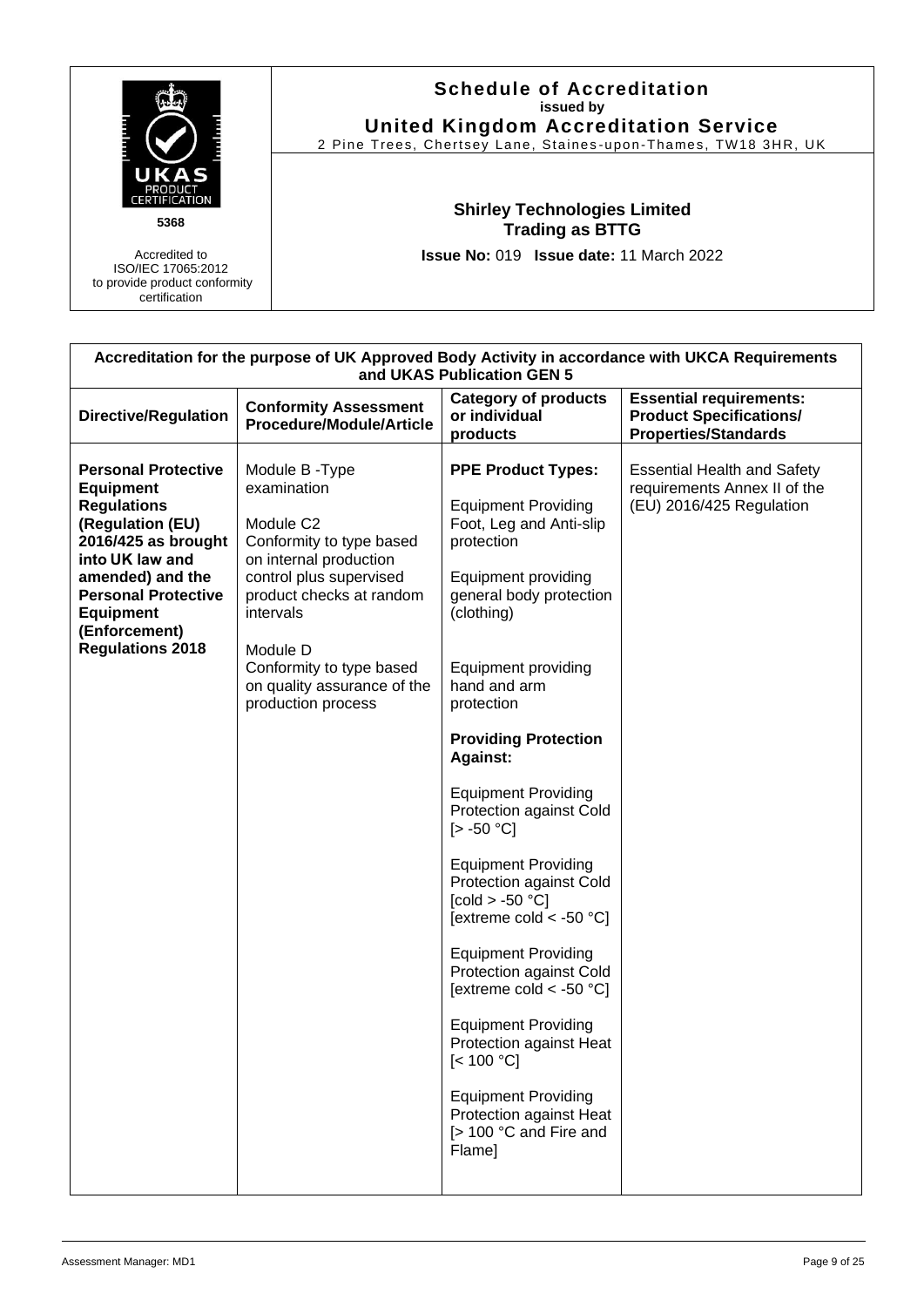**Schedule of Accreditation**
**issued by**
**United Kingdom Accreditation Service**
2 Pine Trees, Chertsey Lane, Staines-upon-Thames, TW18 3HR, UK

5368

Accredited to ISO/IEC 17065:2012 to provide product conformity certification

**Shirley Technologies Limited**
**Trading as BTTG**

**Issue No:** 019 **Issue date:** 11 March 2022

**Accreditation for the purpose of UK Approved Body Activity in accordance with UKCA Requirements and UKAS Publication GEN 5**

| Directive/Regulation | Conformity Assessment Procedure/Module/Article | Category of products or individual products | Essential requirements: Product Specifications/ Properties/Standards |
|---|---|---|---|
| **Personal Protective Equipment Regulations (Regulation (EU) 2016/425 as brought into UK law and amended) and the Personal Protective Equipment (Enforcement) Regulations 2018** | Module B -Type examination<br><br>Module C2<br>Conformity to type based on internal production control plus supervised product checks at random intervals<br><br>Module D<br>Conformity to type based on quality assurance of the production process | **PPE Product Types:**<br><br>Equipment Providing Foot, Leg and Anti-slip protection<br><br>Equipment providing general body protection (clothing)<br><br>Equipment providing hand and arm protection<br><br>**Providing Protection Against:**<br><br>Equipment Providing Protection against Cold [> -50 °C]<br><br>Equipment Providing Protection against Cold [cold > -50 °C] [extreme cold < -50 °C]<br><br>Equipment Providing Protection against Cold [extreme cold < -50 °C]<br><br>Equipment Providing Protection against Heat [< 100 °C]<br><br>Equipment Providing Protection against Heat [> 100 °C and Fire and Flame] | Essential Health and Safety requirements Annex II of the (EU) 2016/425 Regulation |

Assessment Manager: MD1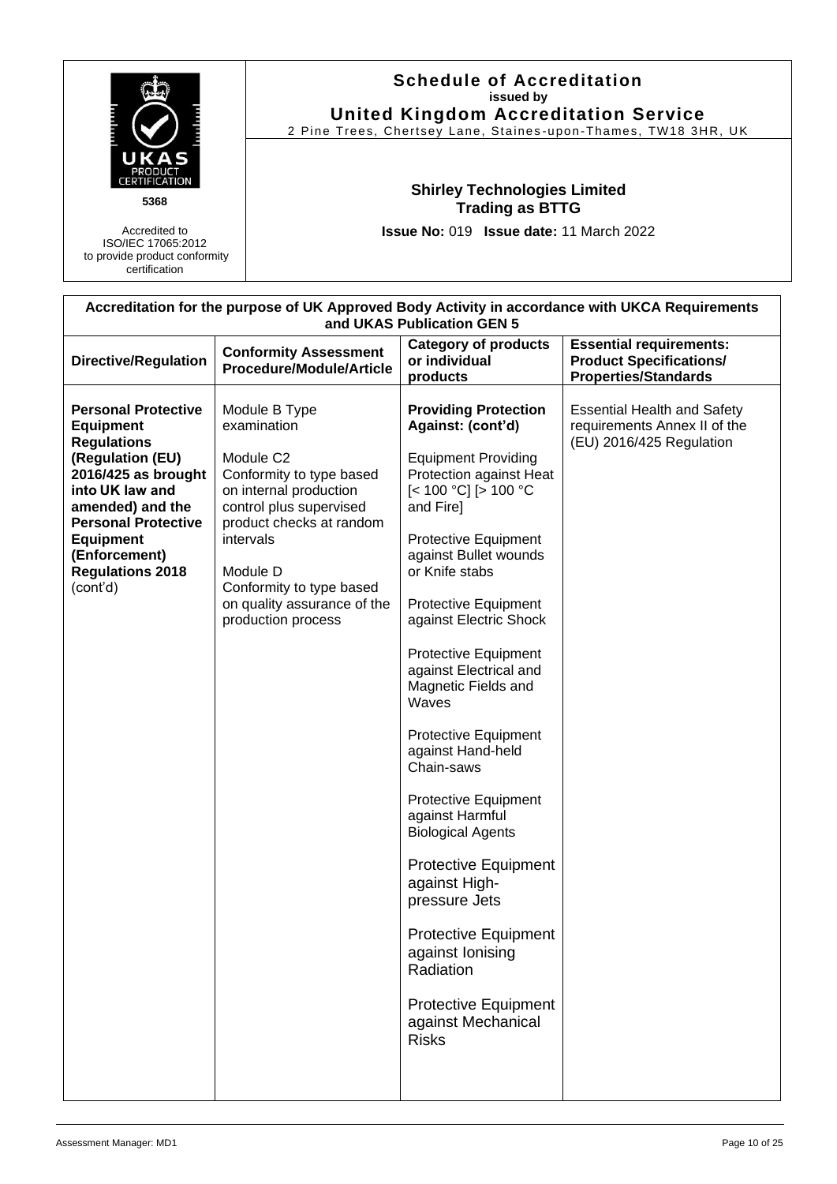## Schedule of Accreditation
**issued by**
**United Kingdom Accreditation Service**
2 Pine Trees, Chertsey Lane, Staines-upon-Thames, TW18 3HR, UK

5368

Accredited to ISO/IEC 17065:2012 to provide product conformity certification

**Shirley Technologies Limited**
**Trading as BTTG**

**Issue No:** 019 **Issue date:** 11 March 2022

**Accreditation for the purpose of UK Approved Body Activity in accordance with UKCA Requirements and UKAS Publication GEN 5**

| Directive/Regulation | Conformity Assessment Procedure/Module/Article | Category of products or individual products | Essential requirements: Product Specifications/ Properties/Standards |
|---|---|---|---|
| **Personal Protective Equipment Regulations (Regulation (EU) 2016/425 as brought into UK law and amended) and the Personal Protective Equipment (Enforcement) Regulations 2018** (cont'd) | Module B Type examination<br><br>Module C2<br>Conformity to type based on internal production control plus supervised product checks at random intervals<br><br>Module D<br>Conformity to type based on quality assurance of the production process | **Providing Protection Against: (cont'd)**<br><br>Equipment Providing Protection against Heat [< 100 °C] [> 100 °C and Fire]<br><br>Protective Equipment against Bullet wounds or Knife stabs<br><br>Protective Equipment against Electric Shock<br><br>Protective Equipment against Electrical and Magnetic Fields and Waves<br><br>Protective Equipment against Hand-held Chain-saws<br><br>Protective Equipment against Harmful Biological Agents<br><br>Protective Equipment against High-pressure Jets<br><br>Protective Equipment against Ionising Radiation<br><br>Protective Equipment against Mechanical Risks | Essential Health and Safety requirements Annex II of the (EU) 2016/425 Regulation |

Assessment Manager: MD1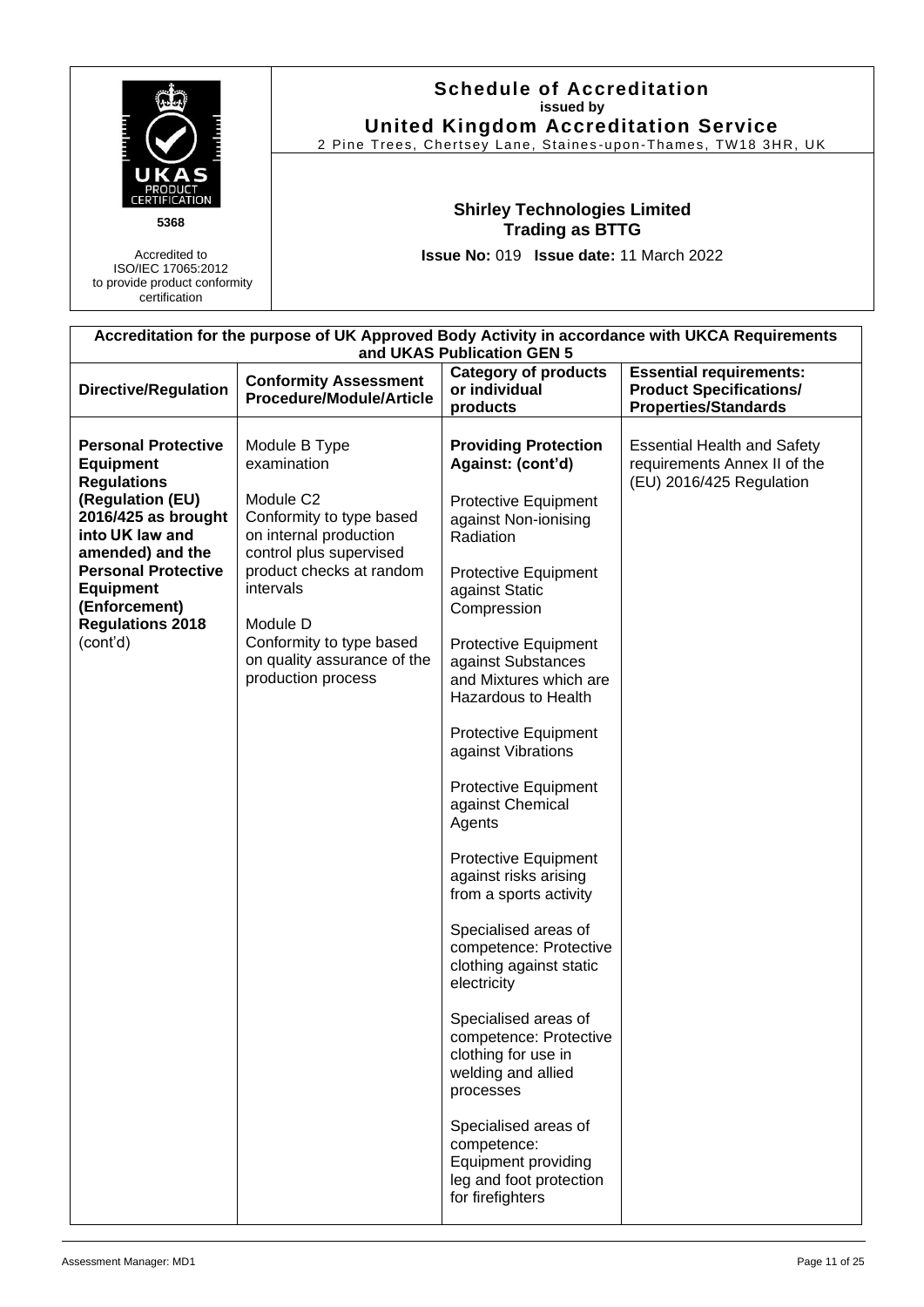# Schedule of Accreditation
**issued by**
## United Kingdom Accreditation Service
2 Pine Trees, Chertsey Lane, Staines-upon-Thames, TW18 3HR, UK

UKAS PRODUCT CERTIFICATION

5368

Accredited to ISO/IEC 17065:2012 to provide product conformity certification

**Shirley Technologies Limited**
**Trading as BTTG**

**Issue No:** 019 **Issue date:** 11 March 2022

**Accreditation for the purpose of UK Approved Body Activity in accordance with UKCA Requirements and UKAS Publication GEN 5**

| Directive/Regulation | Conformity Assessment Procedure/Module/Article | Category of products or individual products | Essential requirements: Product Specifications/ Properties/Standards |
|---|---|---|---|
| **Personal Protective Equipment Regulations (Regulation (EU) 2016/425 as brought into UK law and amended) and the Personal Protective Equipment (Enforcement) Regulations 2018** (cont'd) | Module B Type examination<br><br>Module C2<br>Conformity to type based on internal production control plus supervised product checks at random intervals<br><br>Module D<br>Conformity to type based on quality assurance of the production process | **Providing Protection Against: (cont'd)**<br><br>Protective Equipment against Non-ionising Radiation<br><br>Protective Equipment against Static Compression<br><br>Protective Equipment against Substances and Mixtures which are Hazardous to Health<br><br>Protective Equipment against Vibrations<br><br>Protective Equipment against Chemical Agents<br><br>Protective Equipment against risks arising from a sports activity<br><br>Specialised areas of competence: Protective clothing against static electricity<br><br>Specialised areas of competence: Protective clothing for use in welding and allied processes<br><br>Specialised areas of competence: Equipment providing leg and foot protection for firefighters | Essential Health and Safety requirements Annex II of the (EU) 2016/425 Regulation |

Assessment Manager: MD1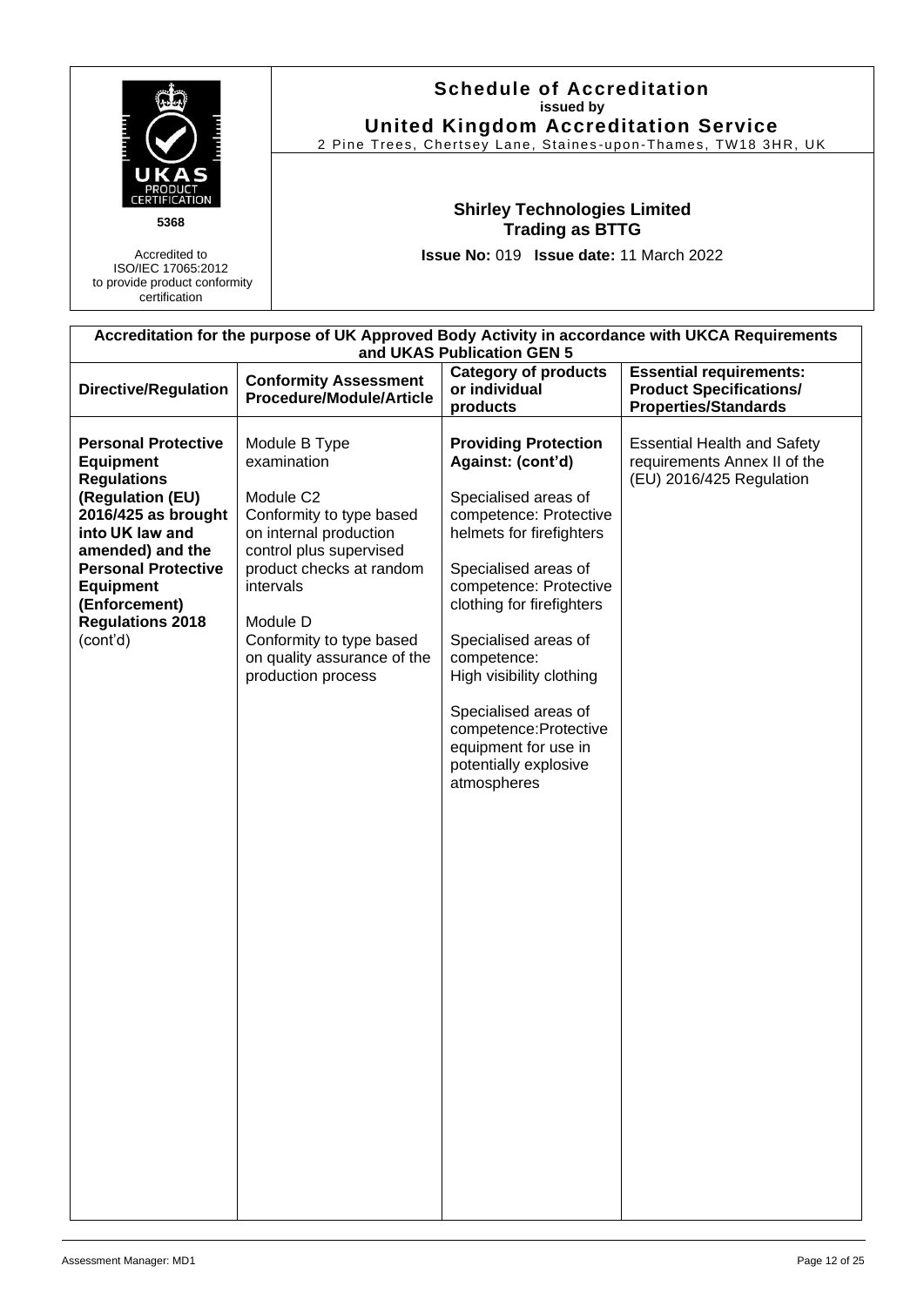**Schedule of Accreditation**
**issued by**
**United Kingdom Accreditation Service**
2 Pine Trees, Chertsey Lane, Staines-upon-Thames, TW18 3HR, UK

5368

Accredited to ISO/IEC 17065:2012 to provide product conformity certification

**Shirley Technologies Limited**
**Trading as BTTG**

**Issue No:** 019 **Issue date:** 11 March 2022

**Accreditation for the purpose of UK Approved Body Activity in accordance with UKCA Requirements and UKAS Publication GEN 5**

| Directive/Regulation | Conformity Assessment Procedure/Module/Article | Category of products or individual products | Essential requirements: Product Specifications/ Properties/Standards |
|---|---|---|---|
| **Personal Protective Equipment Regulations (Regulation (EU) 2016/425 as brought into UK law and amended) and the Personal Protective Equipment (Enforcement) Regulations 2018** (cont'd) | Module B Type examination<br><br>Module C2<br>Conformity to type based on internal production control plus supervised product checks at random intervals<br><br>Module D<br>Conformity to type based on quality assurance of the production process | **Providing Protection Against: (cont'd)**<br><br>Specialised areas of competence: Protective helmets for firefighters<br><br>Specialised areas of competence: Protective clothing for firefighters<br><br>Specialised areas of competence: High visibility clothing<br><br>Specialised areas of competence:Protective equipment for use in potentially explosive atmospheres | Essential Health and Safety requirements Annex II of the (EU) 2016/425 Regulation |

Assessment Manager: MD1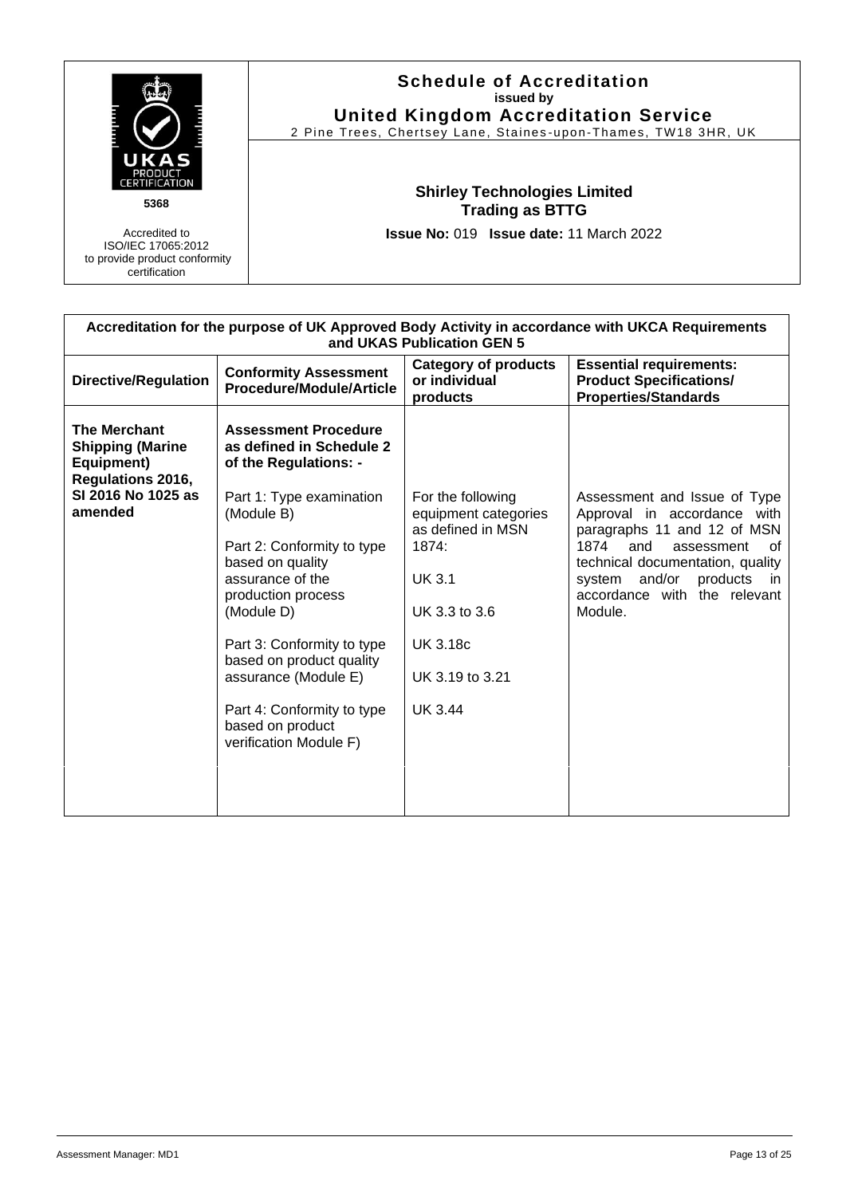5368

Accredited to ISO/IEC 17065:2012 to provide product conformity certification

**Schedule of Accreditation**
**issued by**
**United Kingdom Accreditation Service**
2 Pine Trees, Chertsey Lane, Staines-upon-Thames, TW18 3HR, UK

**Shirley Technologies Limited**
**Trading as BTTG**

**Issue No:** 019 **Issue date:** 11 March 2022

| Accreditation for the purpose of UK Approved Body Activity in accordance with UKCA Requirements and UKAS Publication GEN 5 | | | |
|---|---|---|---|
| **Directive/Regulation** | **Conformity Assessment Procedure/Module/Article** | **Category of products or individual products** | **Essential requirements: Product Specifications/ Properties/Standards** |
| **The Merchant Shipping (Marine Equipment) Regulations 2016, SI 2016 No 1025 as amended** | **Assessment Procedure as defined in Schedule 2 of the Regulations: -**<br><br>Part 1: Type examination (Module B)<br><br>Part 2: Conformity to type based on quality assurance of the production process (Module D)<br><br>Part 3: Conformity to type based on product quality assurance (Module E)<br><br>Part 4: Conformity to type based on product verification Module F) | For the following equipment categories as defined in MSN 1874:<br><br>UK 3.1<br><br>UK 3.3 to 3.6<br><br>UK 3.18c<br><br>UK 3.19 to 3.21<br><br>UK 3.44 | Assessment and Issue of Type Approval in accordance with paragraphs 11 and 12 of MSN 1874 and assessment of technical documentation, quality system and/or products in accordance with the relevant Module. |

Assessment Manager: MD1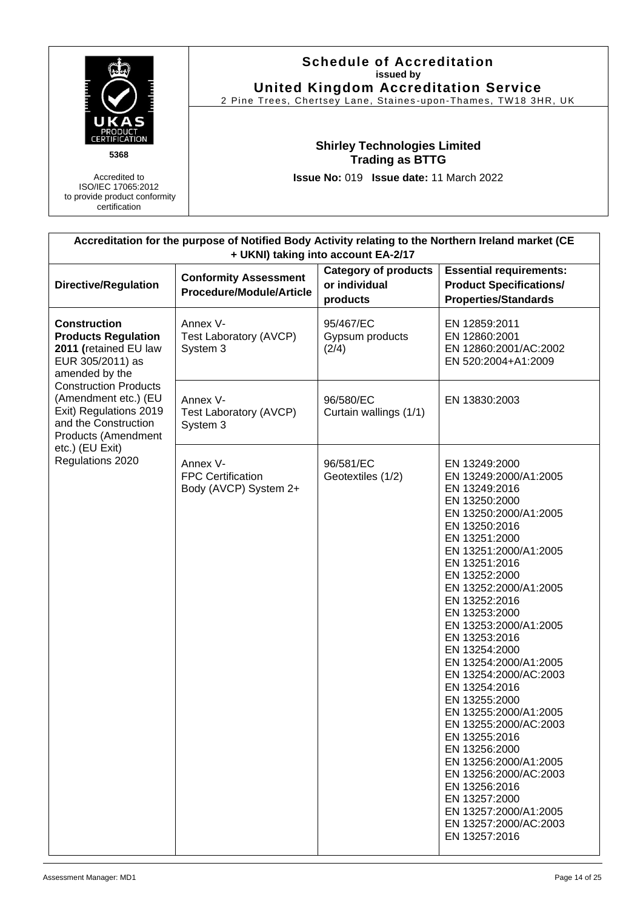**Schedule of Accreditation**
**issued by**
**United Kingdom Accreditation Service**
2 Pine Trees, Chertsey Lane, Staines-upon-Thames, TW18 3HR, UK

5368

Accredited to ISO/IEC 17065:2012 to provide product conformity certification

**Shirley Technologies Limited**
**Trading as BTTG**

**Issue No:** 019 **Issue date:** 11 March 2022

| Accreditation for the purpose of Notified Body Activity relating to the Northern Ireland market (CE + UKNI) taking into account EA-2/17 | | | |
|---|---|---|---|
| **Directive/Regulation** | **Conformity Assessment Procedure/Module/Article** | **Category of products or individual products** | **Essential requirements: Product Specifications/ Properties/Standards** |
| **Construction Products Regulation 2011** (retained EU law EUR 305/2011) as amended by the Construction Products (Amendment etc.) (EU Exit) Regulations 2019 and the Construction Products (Amendment etc.) (EU Exit) Regulations 2020 | Annex V- Test Laboratory (AVCP) System 3 | 95/467/EC Gypsum products (2/4) | EN 12859:2011<br>EN 12860:2001<br>EN 12860:2001/AC:2002<br>EN 520:2004+A1:2009 |
| | Annex V- Test Laboratory (AVCP) System 3 | 96/580/EC Curtain wallings (1/1) | EN 13830:2003 |
| | Annex V- FPC Certification Body (AVCP) System 2+ | 96/581/EC Geotextiles (1/2) | EN 13249:2000<br>EN 13249:2000/A1:2005<br>EN 13249:2016<br>EN 13250:2000<br>EN 13250:2000/A1:2005<br>EN 13250:2016<br>EN 13251:2000<br>EN 13251:2000/A1:2005<br>EN 13251:2016<br>EN 13252:2000<br>EN 13252:2000/A1:2005<br>EN 13252:2016<br>EN 13253:2000<br>EN 13253:2000/A1:2005<br>EN 13253:2016<br>EN 13254:2000<br>EN 13254:2000/A1:2005<br>EN 13254:2000/AC:2003<br>EN 13254:2016<br>EN 13255:2000<br>EN 13255:2000/A1:2005<br>EN 13255:2000/AC:2003<br>EN 13255:2016<br>EN 13256:2000<br>EN 13256:2000/A1:2005<br>EN 13256:2000/AC:2003<br>EN 13256:2016<br>EN 13257:2000<br>EN 13257:2000/A1:2005<br>EN 13257:2000/AC:2003<br>EN 13257:2016 |

Assessment Manager: MD1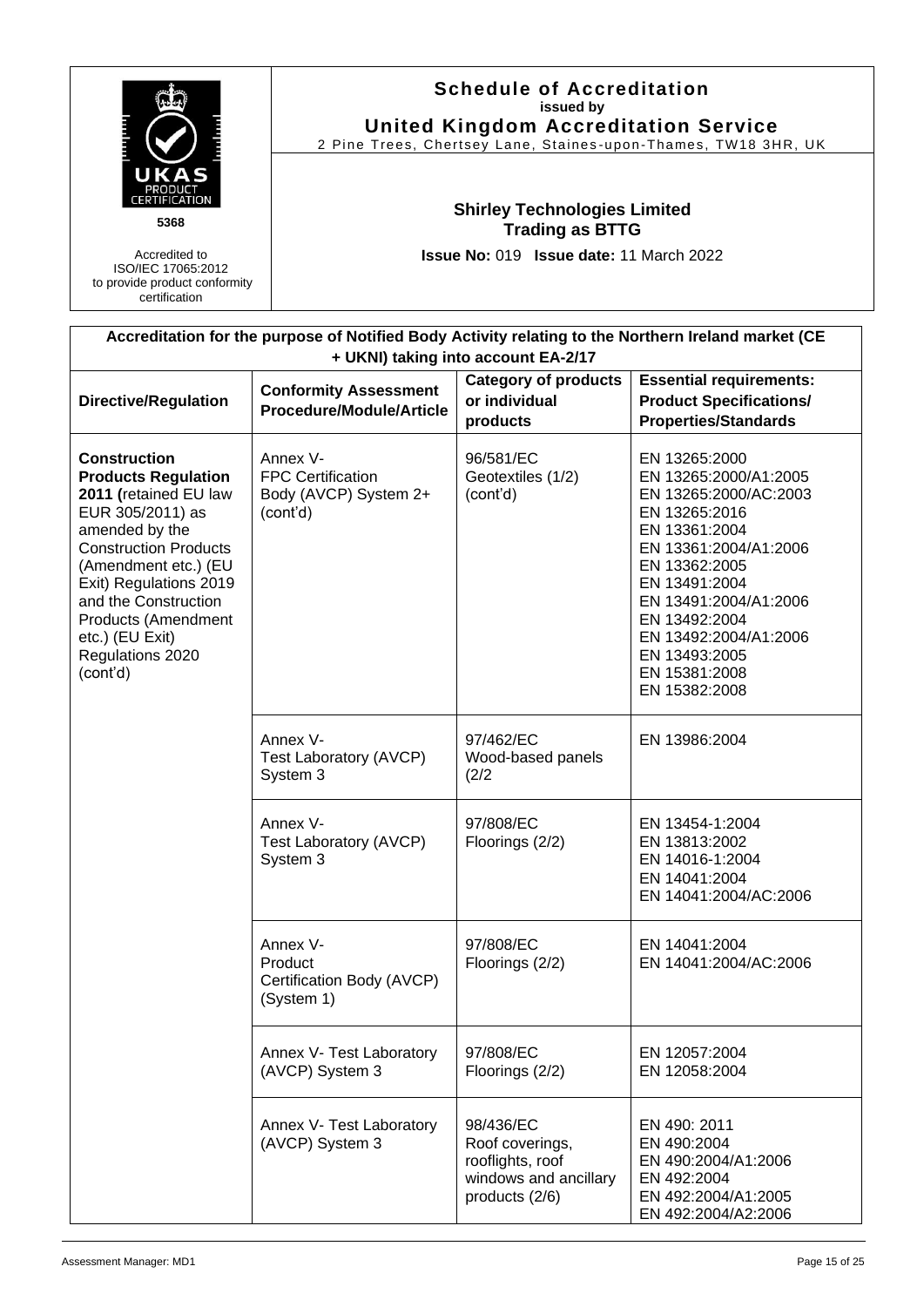**Schedule of Accreditation**
**issued by**
**United Kingdom Accreditation Service**
2 Pine Trees, Chertsey Lane, Staines-upon-Thames, TW18 3HR, UK

5368

Accredited to ISO/IEC 17065:2012 to provide product conformity certification

**Shirley Technologies Limited**
**Trading as BTTG**

**Issue No:** 019 **Issue date:** 11 March 2022

**Accreditation for the purpose of Notified Body Activity relating to the Northern Ireland market (CE + UKNI) taking into account EA-2/17**

| Directive/Regulation | Conformity Assessment Procedure/Module/Article | Category of products or individual products | Essential requirements: Product Specifications/ Properties/Standards |
|---|---|---|---|
| **Construction Products Regulation 2011 (**retained EU law EUR 305/2011) as amended by the Construction Products (Amendment etc.) (EU Exit) Regulations 2019 and the Construction Products (Amendment etc.) (EU Exit) Regulations 2020 (cont'd) | Annex V- FPC Certification Body (AVCP) System 2+ (cont'd) | 96/581/EC Geotextiles (1/2) (cont'd) | EN 13265:2000<br>EN 13265:2000/A1:2005<br>EN 13265:2000/AC:2003<br>EN 13265:2016<br>EN 13361:2004<br>EN 13361:2004/A1:2006<br>EN 13362:2005<br>EN 13491:2004<br>EN 13491:2004/A1:2006<br>EN 13492:2004<br>EN 13492:2004/A1:2006<br>EN 13493:2005<br>EN 15381:2008<br>EN 15382:2008 |
| | Annex V- Test Laboratory (AVCP) System 3 | 97/462/EC Wood-based panels (2/2 | EN 13986:2004 |
| | Annex V- Test Laboratory (AVCP) System 3 | 97/808/EC Floorings (2/2) | EN 13454-1:2004<br>EN 13813:2002<br>EN 14016-1:2004<br>EN 14041:2004<br>EN 14041:2004/AC:2006 |
| | Annex V- Product Certification Body (AVCP) (System 1) | 97/808/EC Floorings (2/2) | EN 14041:2004<br>EN 14041:2004/AC:2006 |
| | Annex V- Test Laboratory (AVCP) System 3 | 97/808/EC Floorings (2/2) | EN 12057:2004<br>EN 12058:2004 |
| | Annex V- Test Laboratory (AVCP) System 3 | 98/436/EC Roof coverings, rooflights, roof windows and ancillary products (2/6) | EN 490: 2011<br>EN 490:2004<br>EN 490:2004/A1:2006<br>EN 492:2004<br>EN 492:2004/A1:2005<br>EN 492:2004/A2:2006 |

Assessment Manager: MD1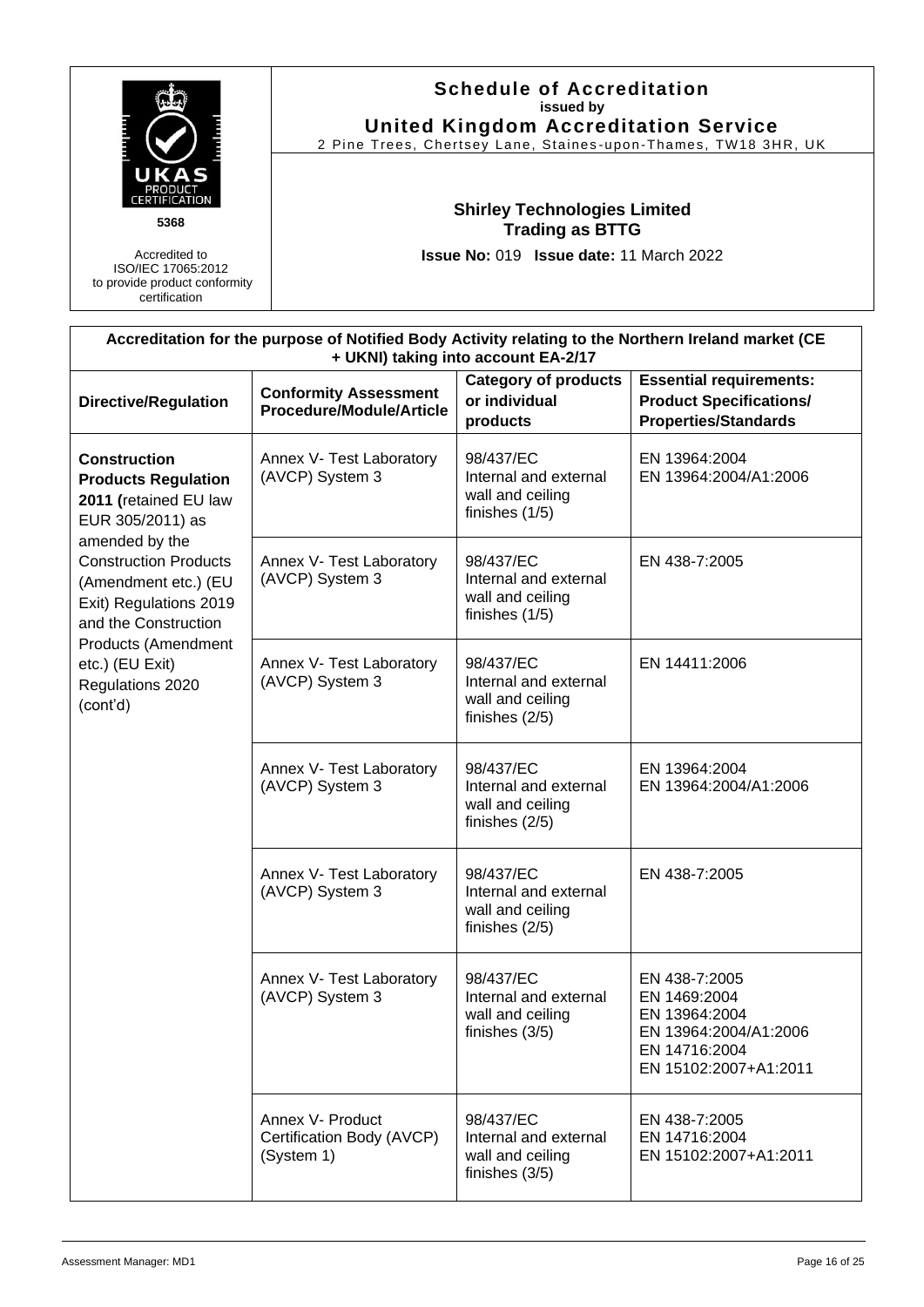UKAS PRODUCT CERTIFICATION

5368

Accredited to ISO/IEC 17065:2012 to provide product conformity certification

# Schedule of Accreditation
**issued by**
## United Kingdom Accreditation Service
2 Pine Trees, Chertsey Lane, Staines-upon-Thames, TW18 3HR, UK

### Shirley Technologies Limited
### Trading as BTTG

**Issue No:** 019 **Issue date:** 11 March 2022

**Accreditation for the purpose of Notified Body Activity relating to the Northern Ireland market (CE + UKNI) taking into account EA-2/17**

| Directive/Regulation | Conformity Assessment Procedure/Module/Article | Category of products or individual products | Essential requirements: Product Specifications/ Properties/Standards |
|---|---|---|---|
| **Construction Products Regulation 2011 (**retained EU law EUR 305/2011) as amended by the Construction Products (Amendment etc.) (EU Exit) Regulations 2019 and the Construction Products (Amendment etc.) (EU Exit) Regulations 2020 (cont'd) | Annex V- Test Laboratory (AVCP) System 3 | 98/437/EC Internal and external wall and ceiling finishes (1/5) | EN 13964:2004<br>EN 13964:2004/A1:2006 |
| | Annex V- Test Laboratory (AVCP) System 3 | 98/437/EC Internal and external wall and ceiling finishes (1/5) | EN 438-7:2005 |
| | Annex V- Test Laboratory (AVCP) System 3 | 98/437/EC Internal and external wall and ceiling finishes (2/5) | EN 14411:2006 |
| | Annex V- Test Laboratory (AVCP) System 3 | 98/437/EC Internal and external wall and ceiling finishes (2/5) | EN 13964:2004<br>EN 13964:2004/A1:2006 |
| | Annex V- Test Laboratory (AVCP) System 3 | 98/437/EC Internal and external wall and ceiling finishes (2/5) | EN 438-7:2005 |
| | Annex V- Test Laboratory (AVCP) System 3 | 98/437/EC Internal and external wall and ceiling finishes (3/5) | EN 438-7:2005<br>EN 1469:2004<br>EN 13964:2004<br>EN 13964:2004/A1:2006<br>EN 14716:2004<br>EN 15102:2007+A1:2011 |
| | Annex V- Product Certification Body (AVCP) (System 1) | 98/437/EC Internal and external wall and ceiling finishes (3/5) | EN 438-7:2005<br>EN 14716:2004<br>EN 15102:2007+A1:2011 |

Assessment Manager: MD1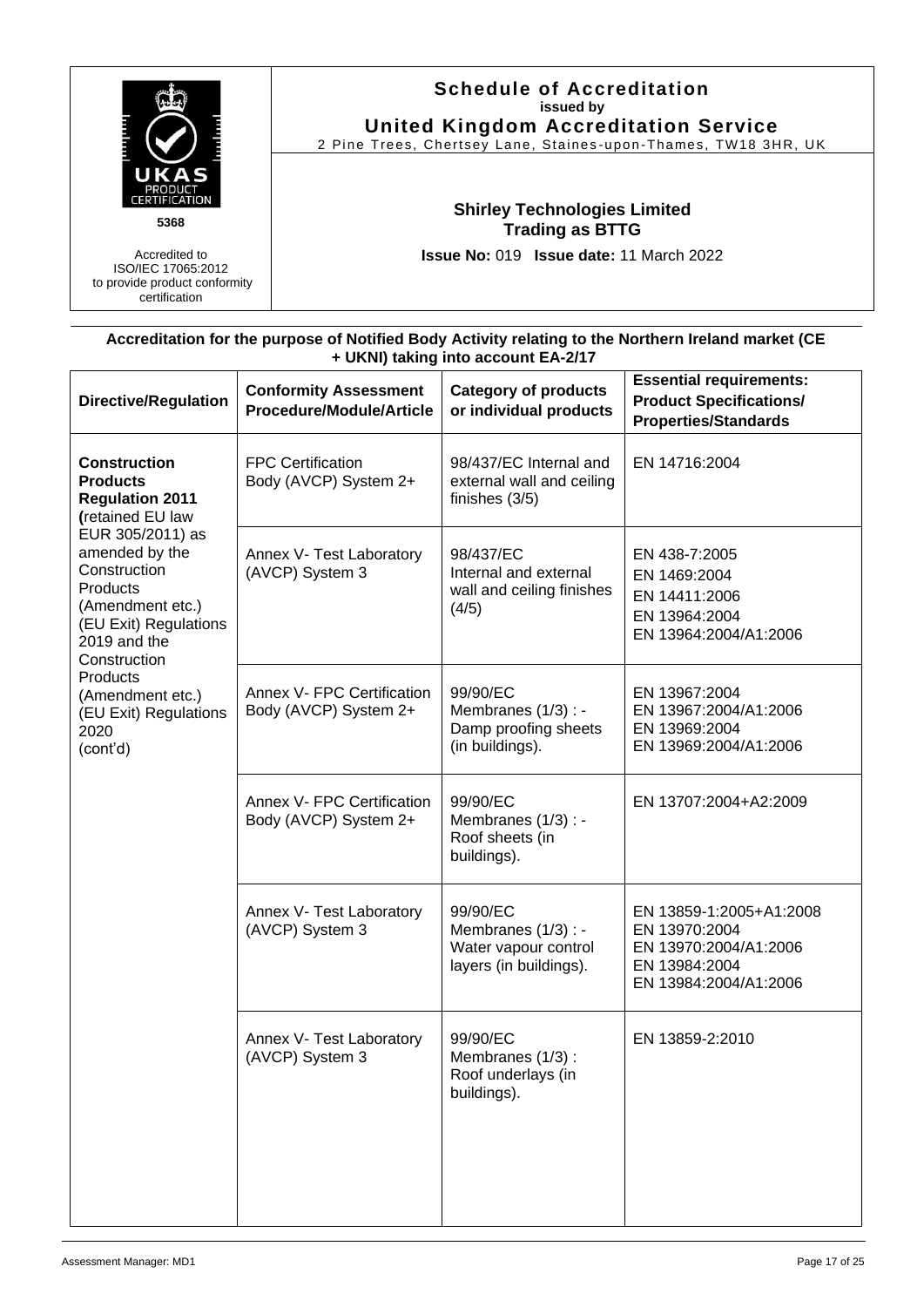**Schedule of Accreditation**
**issued by**
**United Kingdom Accreditation Service**
2 Pine Trees, Chertsey Lane, Staines-upon-Thames, TW18 3HR, UK

5368

Accredited to ISO/IEC 17065:2012 to provide product conformity certification

**Shirley Technologies Limited**
**Trading as BTTG**

**Issue No:** 019 **Issue date:** 11 March 2022

**Accreditation for the purpose of Notified Body Activity relating to the Northern Ireland market (CE + UKNI) taking into account EA-2/17**

| Directive/Regulation | Conformity Assessment Procedure/Module/Article | Category of products or individual products | Essential requirements: Product Specifications/ Properties/Standards |
|---|---|---|---|
| **Construction Products Regulation 2011 (**retained EU law EUR 305/2011) as amended by the Construction Products (Amendment etc.) (EU Exit) Regulations 2019 and the Construction Products (Amendment etc.) (EU Exit) Regulations 2020 (cont'd) | FPC Certification Body (AVCP) System 2+ | 98/437/EC Internal and external wall and ceiling finishes (3/5) | EN 14716:2004 |
| | Annex V- Test Laboratory (AVCP) System 3 | 98/437/EC Internal and external wall and ceiling finishes (4/5) | EN 438-7:2005<br>EN 1469:2004<br>EN 14411:2006<br>EN 13964:2004<br>EN 13964:2004/A1:2006 |
| | Annex V- FPC Certification Body (AVCP) System 2+ | 99/90/EC Membranes (1/3) : - Damp proofing sheets (in buildings). | EN 13967:2004<br>EN 13967:2004/A1:2006<br>EN 13969:2004<br>EN 13969:2004/A1:2006 |
| | Annex V- FPC Certification Body (AVCP) System 2+ | 99/90/EC Membranes (1/3) : - Roof sheets (in buildings). | EN 13707:2004+A2:2009 |
| | Annex V- Test Laboratory (AVCP) System 3 | 99/90/EC Membranes (1/3) : - Water vapour control layers (in buildings). | EN 13859-1:2005+A1:2008<br>EN 13970:2004<br>EN 13970:2004/A1:2006<br>EN 13984:2004<br>EN 13984:2004/A1:2006 |
| | Annex V- Test Laboratory (AVCP) System 3 | 99/90/EC Membranes (1/3) : Roof underlays (in buildings). | EN 13859-2:2010 |

Assessment Manager: MD1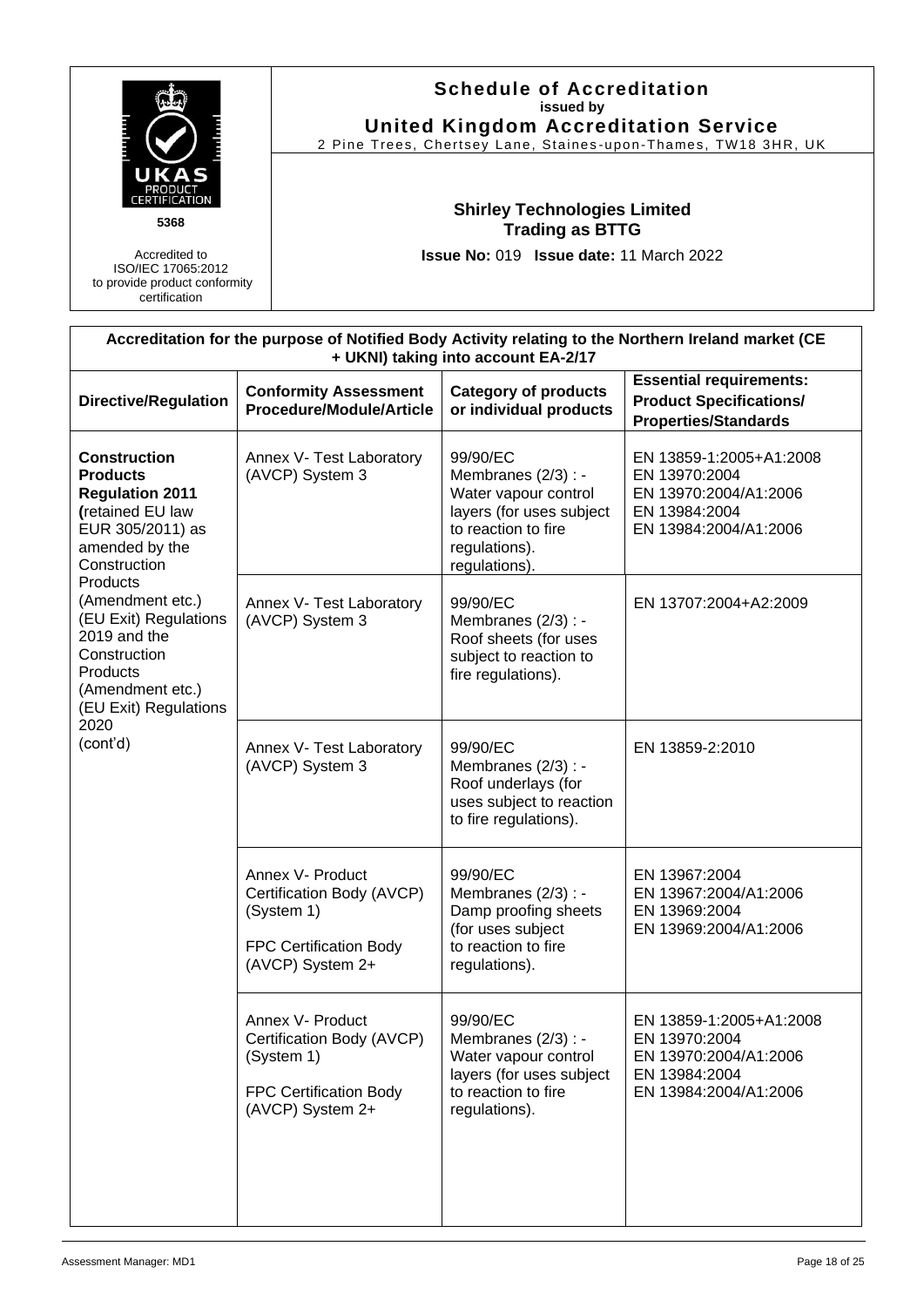**5368**

Accredited to ISO/IEC 17065:2012 to provide product conformity certification

## Schedule of Accreditation
**issued by**
**United Kingdom Accreditation Service**
2 Pine Trees, Chertsey Lane, Staines-upon-Thames, TW18 3HR, UK

### Shirley Technologies Limited
### Trading as BTTG

**Issue No:** 019 **Issue date:** 11 March 2022

**Accreditation for the purpose of Notified Body Activity relating to the Northern Ireland market (CE + UKNI) taking into account EA-2/17**

| Directive/Regulation | Conformity Assessment Procedure/Module/Article | Category of products or individual products | Essential requirements: Product Specifications/ Properties/Standards |
|---|---|---|---|
| **Construction Products Regulation 2011** (retained EU law EUR 305/2011) as amended by the Construction Products (Amendment etc.) (EU Exit) Regulations 2019 and the Construction Products (Amendment etc.) (EU Exit) Regulations 2020 (cont'd) | Annex V- Test Laboratory (AVCP) System 3 | 99/90/EC Membranes (2/3) : - Water vapour control layers (for uses subject to reaction to fire regulations). regulations). | EN 13859-1:2005+A1:2008<br>EN 13970:2004<br>EN 13970:2004/A1:2006<br>EN 13984:2004<br>EN 13984:2004/A1:2006 |
| | Annex V- Test Laboratory (AVCP) System 3 | 99/90/EC Membranes (2/3) : - Roof sheets (for uses subject to reaction to fire regulations). | EN 13707:2004+A2:2009 |
| | Annex V- Test Laboratory (AVCP) System 3 | 99/90/EC Membranes (2/3) : - Roof underlays (for uses subject to reaction to fire regulations). | EN 13859-2:2010 |
| | Annex V- Product Certification Body (AVCP) (System 1)<br><br>FPC Certification Body (AVCP) System 2+ | 99/90/EC Membranes (2/3) : - Damp proofing sheets (for uses subject to reaction to fire regulations). | EN 13967:2004<br>EN 13967:2004/A1:2006<br>EN 13969:2004<br>EN 13969:2004/A1:2006 |
| | Annex V- Product Certification Body (AVCP) (System 1)<br><br>FPC Certification Body (AVCP) System 2+ | 99/90/EC Membranes (2/3) : - Water vapour control layers (for uses subject to reaction to fire regulations). | EN 13859-1:2005+A1:2008<br>EN 13970:2004<br>EN 13970:2004/A1:2006<br>EN 13984:2004<br>EN 13984:2004/A1:2006 |

Assessment Manager: MD1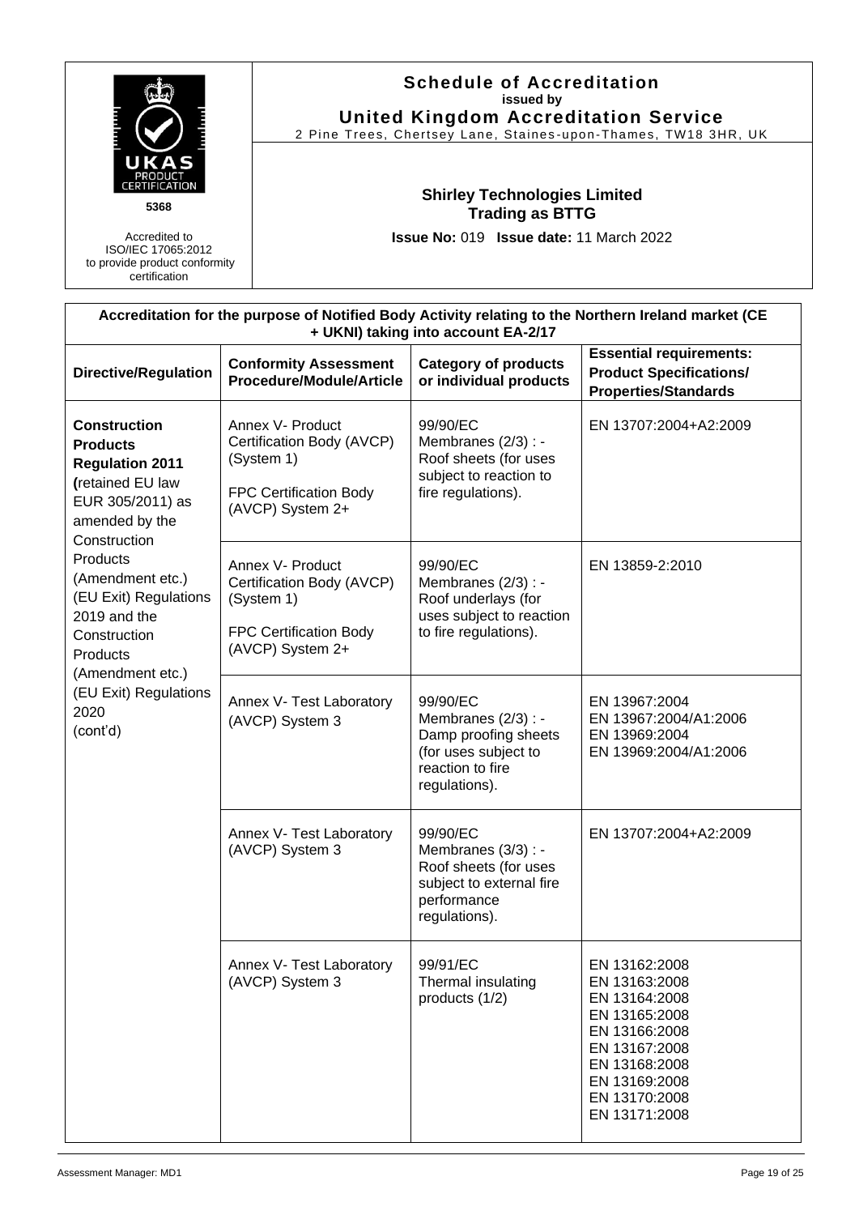UKAS PRODUCT CERTIFICATION

5368

Accredited to ISO/IEC 17065:2012 to provide product conformity certification

# Schedule of Accreditation
**issued by**
## United Kingdom Accreditation Service
2 Pine Trees, Chertsey Lane, Staines-upon-Thames, TW18 3HR, UK

### Shirley Technologies Limited
### Trading as BTTG

**Issue No:** 019 **Issue date:** 11 March 2022

**Accreditation for the purpose of Notified Body Activity relating to the Northern Ireland market (CE + UKNI) taking into account EA-2/17**

| Directive/Regulation | Conformity Assessment Procedure/Module/Article | Category of products or individual products | Essential requirements: Product Specifications/ Properties/Standards |
|---|---|---|---|
| **Construction Products Regulation 2011 (**retained EU law EUR 305/2011) as amended by the Construction Products (Amendment etc.) (EU Exit) Regulations 2019 and the Construction Products (Amendment etc.) (EU Exit) Regulations 2020 (cont'd) | Annex V- Product Certification Body (AVCP) (System 1)<br><br>FPC Certification Body (AVCP) System 2+ | 99/90/EC Membranes (2/3) : - Roof sheets (for uses subject to reaction to fire regulations). | EN 13707:2004+A2:2009 |
| | Annex V- Product Certification Body (AVCP) (System 1)<br><br>FPC Certification Body (AVCP) System 2+ | 99/90/EC Membranes (2/3) : - Roof underlays (for uses subject to reaction to fire regulations). | EN 13859-2:2010 |
| | Annex V- Test Laboratory (AVCP) System 3 | 99/90/EC Membranes (2/3) : - Damp proofing sheets (for uses subject to reaction to fire regulations). | EN 13967:2004<br>EN 13967:2004/A1:2006<br>EN 13969:2004<br>EN 13969:2004/A1:2006 |
| | Annex V- Test Laboratory (AVCP) System 3 | 99/90/EC Membranes (3/3) : - Roof sheets (for uses subject to external fire performance regulations). | EN 13707:2004+A2:2009 |
| | Annex V- Test Laboratory (AVCP) System 3 | 99/91/EC Thermal insulating products (1/2) | EN 13162:2008<br>EN 13163:2008<br>EN 13164:2008<br>EN 13165:2008<br>EN 13166:2008<br>EN 13167:2008<br>EN 13168:2008<br>EN 13169:2008<br>EN 13170:2008<br>EN 13171:2008 |

Assessment Manager: MD1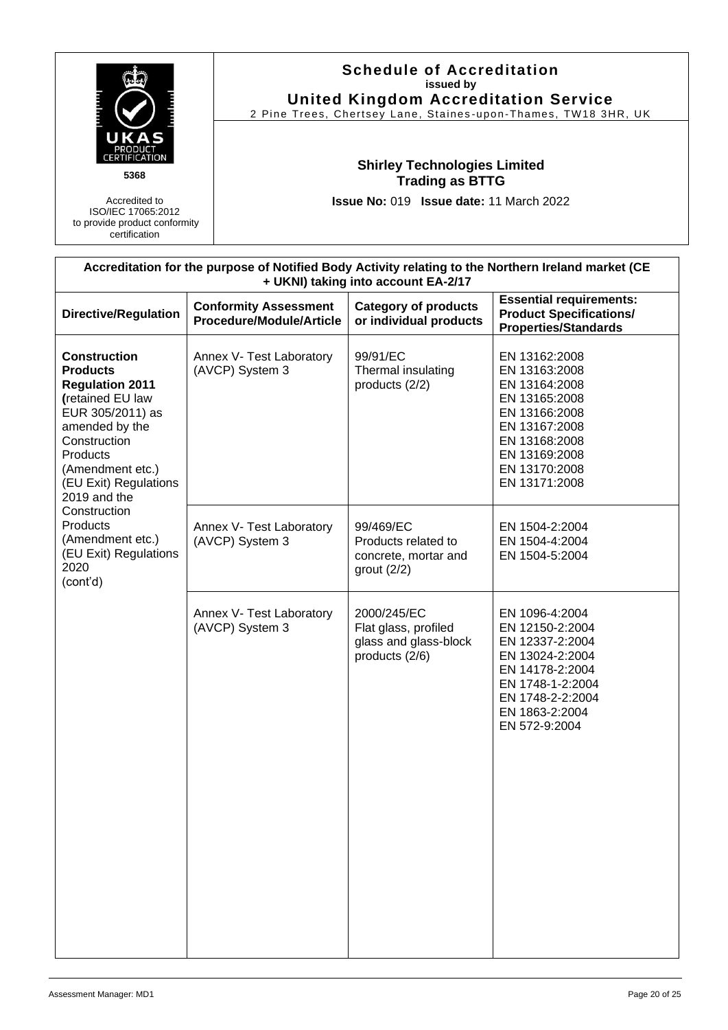**Schedule of Accreditation**
**issued by**
**United Kingdom Accreditation Service**
2 Pine Trees, Chertsey Lane, Staines-upon-Thames, TW18 3HR, UK

5368

Accredited to ISO/IEC 17065:2012 to provide product conformity certification

**Shirley Technologies Limited**
**Trading as BTTG**

**Issue No:** 019 **Issue date:** 11 March 2022

| **Accreditation for the purpose of Notified Body Activity relating to the Northern Ireland market (CE + UKNI) taking into account EA-2/17** | | | |
|---|---|---|---|
| **Directive/Regulation** | **Conformity Assessment Procedure/Module/Article** | **Category of products or individual products** | **Essential requirements: Product Specifications/ Properties/Standards** |
| **Construction Products Regulation 2011 (**retained EU law EUR 305/2011) as amended by the Construction Products (Amendment etc.) (EU Exit) Regulations 2019 and the Construction Products (Amendment etc.) (EU Exit) Regulations 2020 (cont'd) | Annex V- Test Laboratory (AVCP) System 3 | 99/91/EC Thermal insulating products (2/2) | EN 13162:2008 EN 13163:2008 EN 13164:2008 EN 13165:2008 EN 13166:2008 EN 13167:2008 EN 13168:2008 EN 13169:2008 EN 13170:2008 EN 13171:2008 |
| | Annex V- Test Laboratory (AVCP) System 3 | 99/469/EC Products related to concrete, mortar and grout (2/2) | EN 1504-2:2004 EN 1504-4:2004 EN 1504-5:2004 |
| | Annex V- Test Laboratory (AVCP) System 3 | 2000/245/EC Flat glass, profiled glass and glass-block products (2/6) | EN 1096-4:2004 EN 12150-2:2004 EN 12337-2:2004 EN 13024-2:2004 EN 14178-2:2004 EN 1748-1-2:2004 EN 1748-2-2:2004 EN 1863-2:2004 EN 572-9:2004 |

Assessment Manager: MD1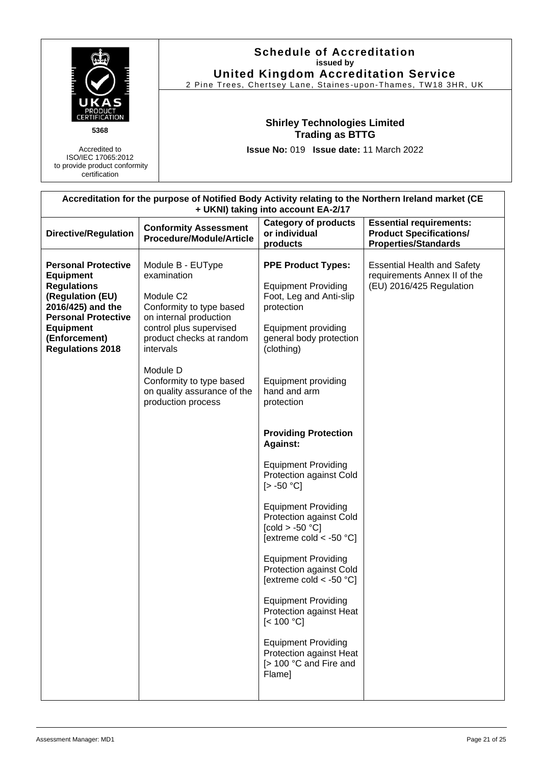**Schedule of Accreditation**
**issued by**
**United Kingdom Accreditation Service**
2 Pine Trees, Chertsey Lane, Staines-upon-Thames, TW18 3HR, UK

5368

Accredited to ISO/IEC 17065:2012 to provide product conformity certification

**Shirley Technologies Limited**
**Trading as BTTG**

**Issue No:** 019 **Issue date:** 11 March 2022

**Accreditation for the purpose of Notified Body Activity relating to the Northern Ireland market (CE + UKNI) taking into account EA-2/17**

| Directive/Regulation | Conformity Assessment Procedure/Module/Article | Category of products or individual products | Essential requirements: Product Specifications/ Properties/Standards |
|---|---|---|---|
| **Personal Protective Equipment Regulations (Regulation (EU) 2016/425) and the Personal Protective Equipment (Enforcement) Regulations 2018** | Module B - EUType examination<br><br>Module C2<br>Conformity to type based on internal production control plus supervised product checks at random intervals<br><br>Module D<br>Conformity to type based on quality assurance of the production process | **PPE Product Types:**<br><br>Equipment Providing Foot, Leg and Anti-slip protection<br><br>Equipment providing general body protection (clothing)<br><br>Equipment providing hand and arm protection<br><br>**Providing Protection Against:**<br><br>Equipment Providing Protection against Cold [> -50 °C]<br><br>Equipment Providing Protection against Cold [cold > -50 °C] [extreme cold < -50 °C]<br><br>Equipment Providing Protection against Cold [extreme cold < -50 °C]<br><br>Equipment Providing Protection against Heat [< 100 °C]<br><br>Equipment Providing Protection against Heat [> 100 °C and Fire and Flame] | Essential Health and Safety requirements Annex II of the (EU) 2016/425 Regulation |

Assessment Manager: MD1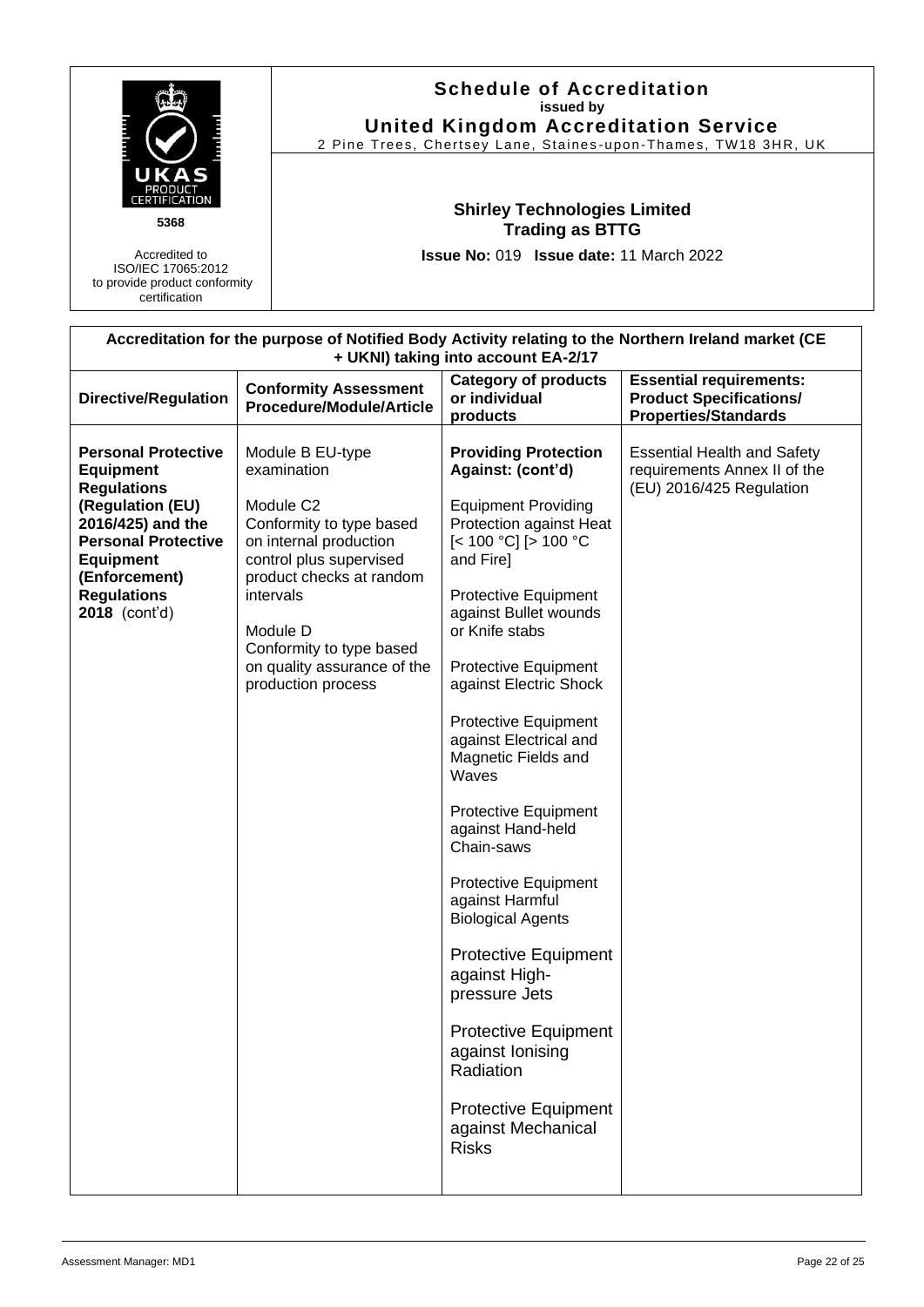**Schedule of Accreditation**
**issued by**
**United Kingdom Accreditation Service**
2 Pine Trees, Chertsey Lane, Staines-upon-Thames, TW18 3HR, UK

5368

Accredited to ISO/IEC 17065:2012 to provide product conformity certification

**Shirley Technologies Limited**
**Trading as BTTG**

**Issue No:** 019 **Issue date:** 11 March 2022

**Accreditation for the purpose of Notified Body Activity relating to the Northern Ireland market (CE + UKNI) taking into account EA-2/17**

| Directive/Regulation | Conformity Assessment Procedure/Module/Article | Category of products or individual products | Essential requirements: Product Specifications/ Properties/Standards |
|---|---|---|---|
| **Personal Protective Equipment Regulations (Regulation (EU) 2016/425) and the Personal Protective Equipment (Enforcement) Regulations 2018** (cont'd) | Module B EU-type examination<br><br>Module C2<br>Conformity to type based on internal production control plus supervised product checks at random intervals<br><br>Module D<br>Conformity to type based on quality assurance of the production process | **Providing Protection Against: (cont'd)**<br><br>Equipment Providing Protection against Heat [< 100 °C] [> 100 °C and Fire]<br><br>Protective Equipment against Bullet wounds or Knife stabs<br><br>Protective Equipment against Electric Shock<br><br>Protective Equipment against Electrical and Magnetic Fields and Waves<br><br>Protective Equipment against Hand-held Chain-saws<br><br>Protective Equipment against Harmful Biological Agents<br><br>Protective Equipment against High-pressure Jets<br><br>Protective Equipment against Ionising Radiation<br><br>Protective Equipment against Mechanical Risks | Essential Health and Safety requirements Annex II of the (EU) 2016/425 Regulation |

Assessment Manager: MD1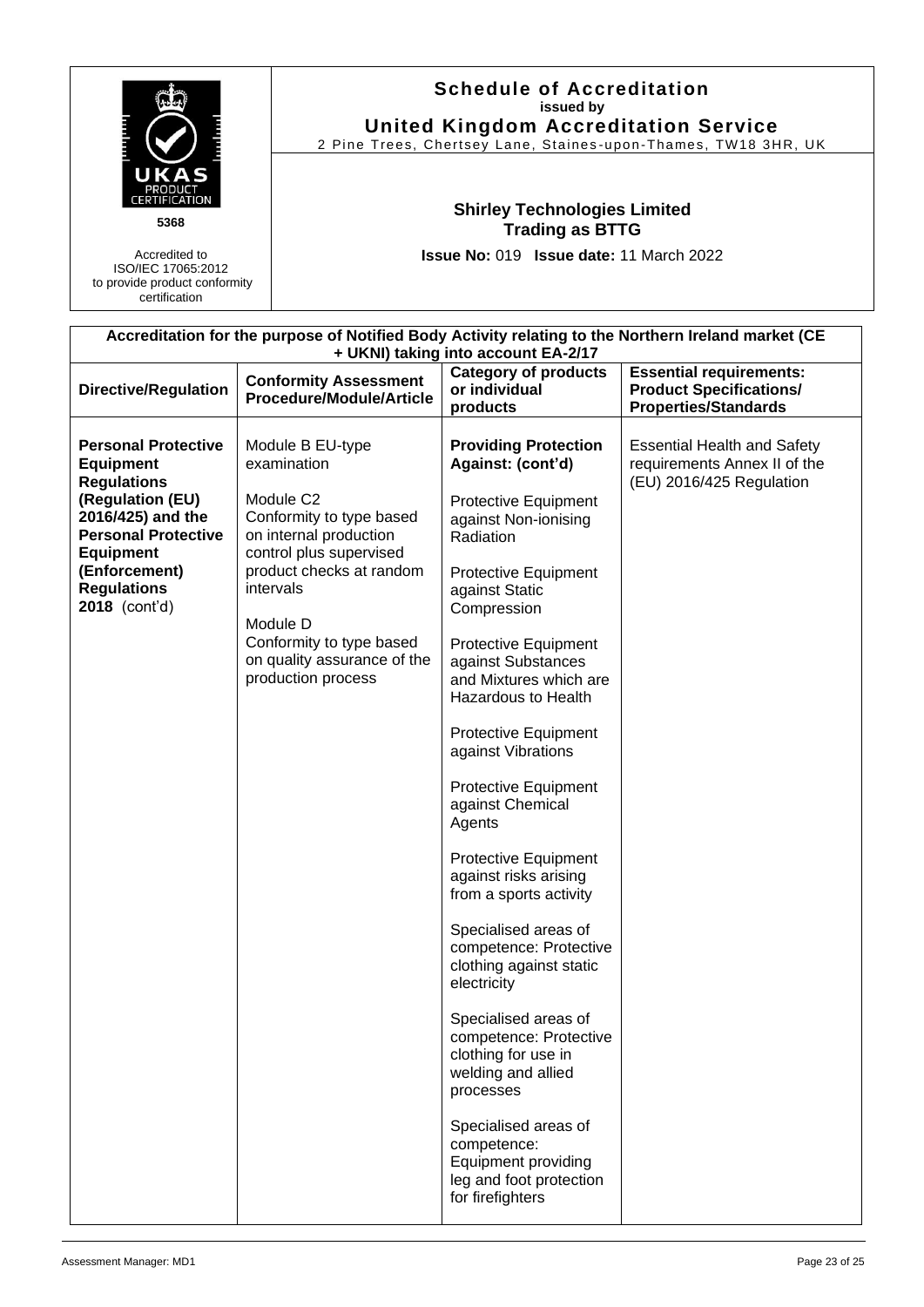# Schedule of Accreditation
**issued by**
## United Kingdom Accreditation Service
2 Pine Trees, Chertsey Lane, Staines-upon-Thames, TW18 3HR, UK

5368

Accredited to ISO/IEC 17065:2012 to provide product conformity certification

## Shirley Technologies Limited
## Trading as BTTG

**Issue No:** 019 **Issue date:** 11 March 2022

**Accreditation for the purpose of Notified Body Activity relating to the Northern Ireland market (CE + UKNI) taking into account EA-2/17**

| Directive/Regulation | Conformity Assessment Procedure/Module/Article | Category of products or individual products | Essential requirements: Product Specifications/ Properties/Standards |
|---|---|---|---|
| **Personal Protective Equipment Regulations (Regulation (EU) 2016/425) and the Personal Protective Equipment (Enforcement) Regulations 2018** (cont'd) | Module B EU-type examination<br><br>Module C2<br>Conformity to type based on internal production control plus supervised product checks at random intervals<br><br>Module D<br>Conformity to type based on quality assurance of the production process | **Providing Protection Against: (cont'd)**<br><br>Protective Equipment against Non-ionising Radiation<br><br>Protective Equipment against Static Compression<br><br>Protective Equipment against Substances and Mixtures which are Hazardous to Health<br><br>Protective Equipment against Vibrations<br><br>Protective Equipment against Chemical Agents<br><br>Protective Equipment against risks arising from a sports activity<br><br>Specialised areas of competence: Protective clothing against static electricity<br><br>Specialised areas of competence: Protective clothing for use in welding and allied processes<br><br>Specialised areas of competence: Equipment providing leg and foot protection for firefighters | Essential Health and Safety requirements Annex II of the (EU) 2016/425 Regulation |

Assessment Manager: MD1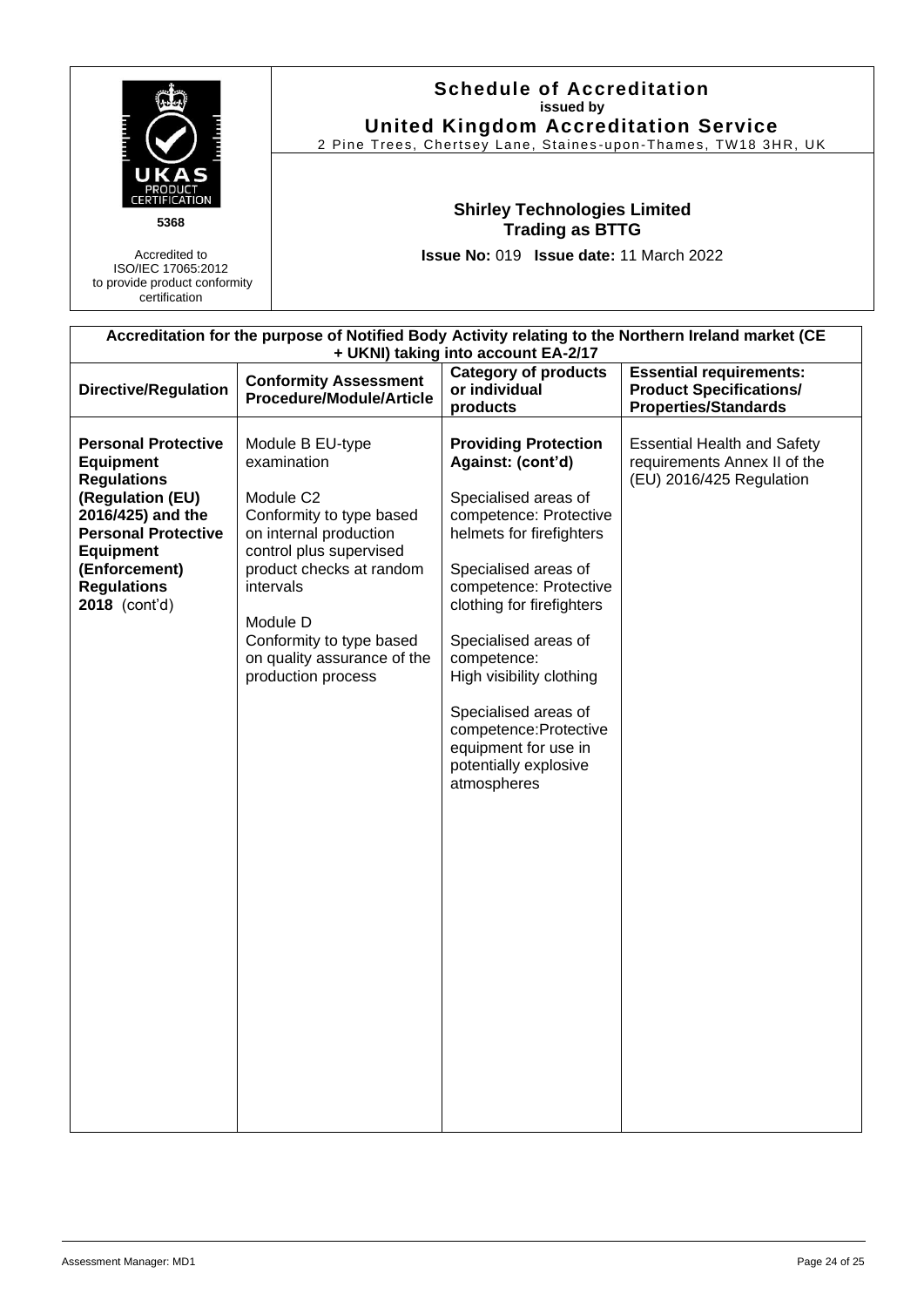**Schedule of Accreditation**
**issued by**
**United Kingdom Accreditation Service**
2 Pine Trees, Chertsey Lane, Staines-upon-Thames, TW18 3HR, UK

5368

Accredited to ISO/IEC 17065:2012 to provide product conformity certification

**Shirley Technologies Limited**
**Trading as BTTG**

**Issue No:** 019 **Issue date:** 11 March 2022

| **Accreditation for the purpose of Notified Body Activity relating to the Northern Ireland market (CE + UKNI) taking into account EA-2/17** | | | |
|---|---|---|---|
| **Directive/Regulation** | **Conformity Assessment Procedure/Module/Article** | **Category of products or individual products** | **Essential requirements: Product Specifications/ Properties/Standards** |
| **Personal Protective Equipment Regulations (Regulation (EU) 2016/425) and the Personal Protective Equipment (Enforcement) Regulations 2018** (cont'd) | Module B EU-type examination<br><br>Module C2<br>Conformity to type based on internal production control plus supervised product checks at random intervals<br><br>Module D<br>Conformity to type based on quality assurance of the production process | **Providing Protection Against: (cont'd)**<br><br>Specialised areas of competence: Protective helmets for firefighters<br><br>Specialised areas of competence: Protective clothing for firefighters<br><br>Specialised areas of competence: High visibility clothing<br><br>Specialised areas of competence:Protective equipment for use in potentially explosive atmospheres | Essential Health and Safety requirements Annex II of the (EU) 2016/425 Regulation |

Assessment Manager: MD1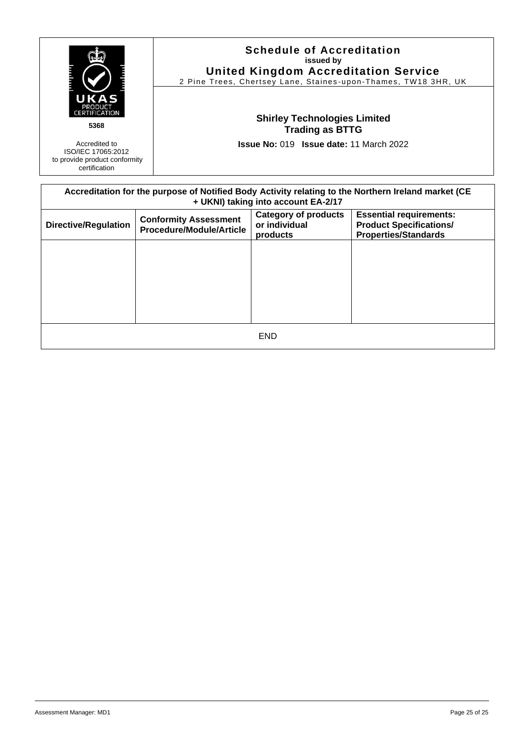UKAS PRODUCT CERTIFICATION

5368

Accredited to ISO/IEC 17065:2012 to provide product conformity certification

# Schedule of Accreditation
**issued by**
**United Kingdom Accreditation Service**
2 Pine Trees, Chertsey Lane, Staines-upon-Thames, TW18 3HR, UK

**Shirley Technologies Limited**
**Trading as BTTG**

**Issue No:** 019 **Issue date:** 11 March 2022

**Accreditation for the purpose of Notified Body Activity relating to the Northern Ireland market (CE + UKNI) taking into account EA-2/17**

| Directive/Regulation | Conformity Assessment Procedure/Module/Article | Category of products or individual products | Essential requirements: Product Specifications/ Properties/Standards |
|---|---|---|---|
| | | | |

END

Assessment Manager: MD1